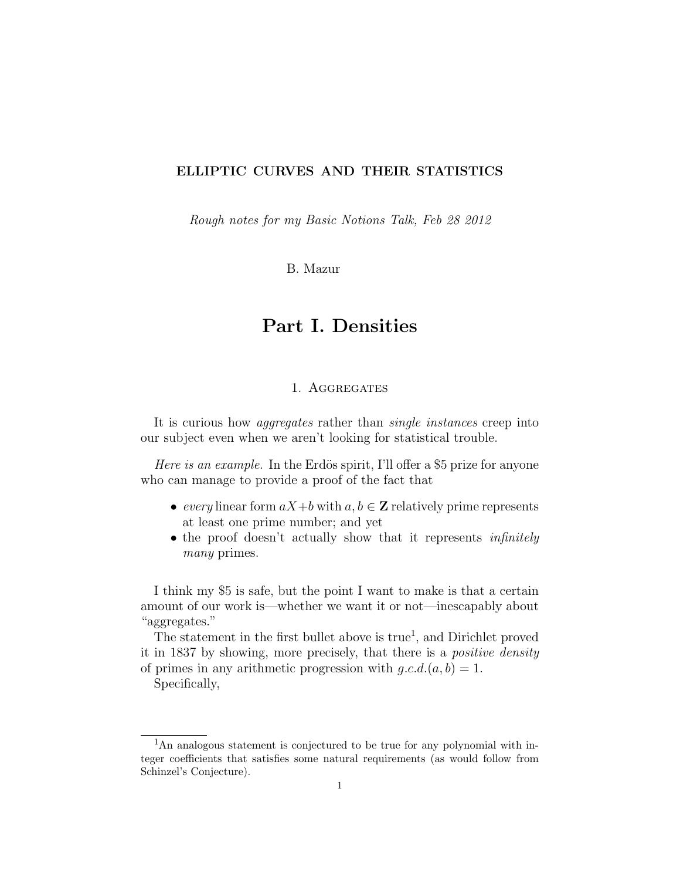**ELLIPTIC CURVES AND THEIR STATISTICS**

*Rough notes for my Basic Notions Talk, Feb 28 2012*

B. Mazur

# Part I. Densities

## 1. Aggregates

It is curious how *aggregates* rather than *single instances* creep into our subject even when we aren't looking for statistical trouble.

*Here is an example.* In the Erdös spirit, I'll offer a \$5 prize for anyone who can manage to provide a proof of the fact that

- *every* linear form $aX+b$ with $a, b \in \mathbf{Z}$ relatively prime represents at least one prime number; and yet
- the proof doesn't actually show that it represents *infinitely many* primes.

I think my \$5 is safe, but the point I want to make is that a certain amount of our work is—whether we want it or not—inescapably about "aggregates."

The statement in the first bullet above is true[1], and Dirichlet proved it in 1837 by showing, more precisely, that there is a *positive density* of primes in any arithmetic progression with $g.c.d.(a, b) = 1$.

Specifically,

---

[1] An analogous statement is conjectured to be true for any polynomial with integer coefficients that satisfies some natural requirements (as would follow from Schinzel's Conjecture).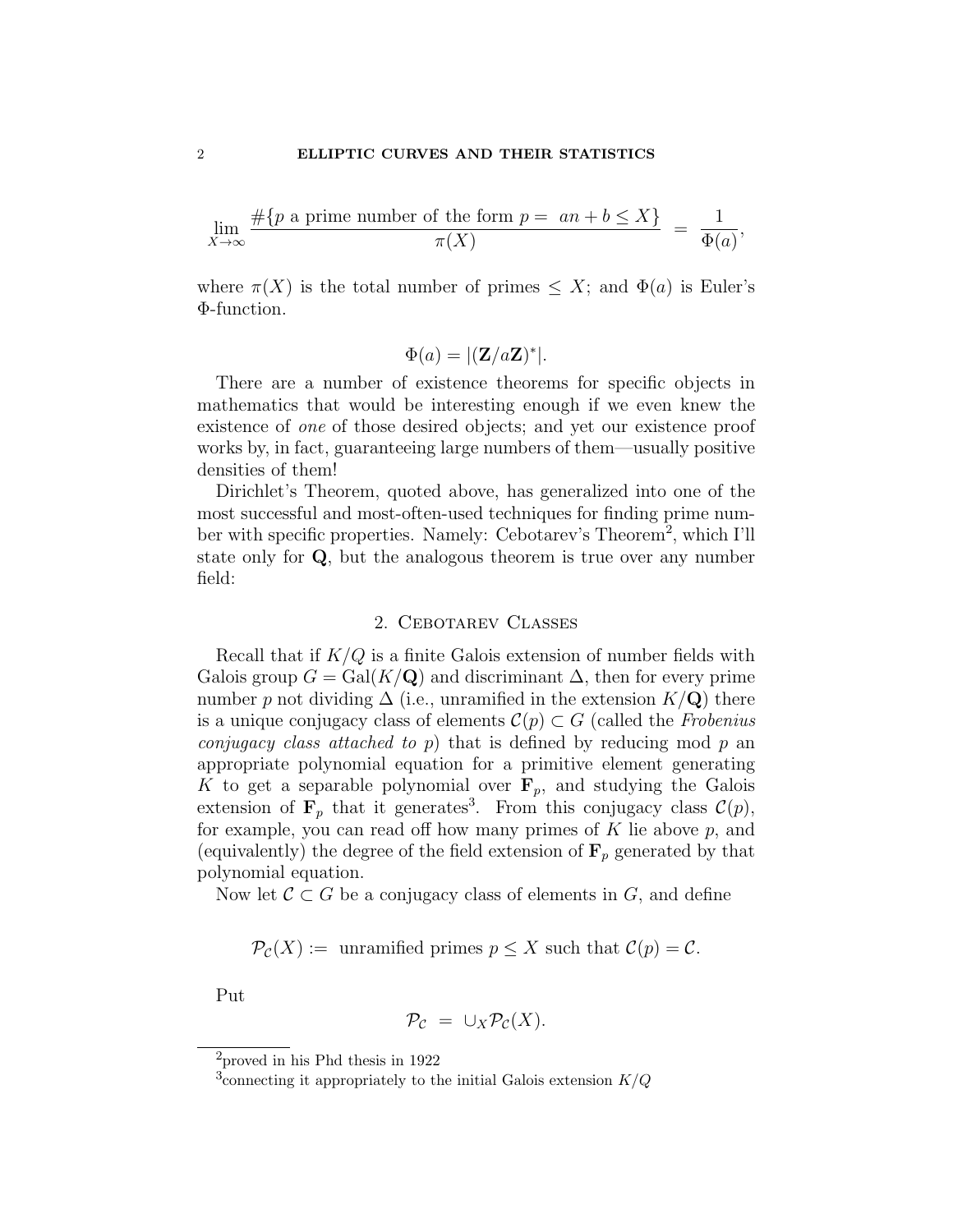$$\lim_{X\to\infty} \frac{\#\{p \text{ a prime number of the form } p = \ an+b \leq X\}}{\pi(X)} \ = \ \frac{1}{\Phi(a)},$$

where $\pi(X)$ is the total number of primes $\leq X$; and $\Phi(a)$ is Euler's $\Phi$-function.

$$\Phi(a) = |(\mathbf{Z}/a\mathbf{Z})^*|.$$

There are a number of existence theorems for specific objects in mathematics that would be interesting enough if we even knew the existence of *one* of those desired objects; and yet our existence proof works by, in fact, guaranteeing large numbers of them—usually positive densities of them!

Dirichlet's Theorem, quoted above, has generalized into one of the most successful and most-often-used techniques for finding prime number with specific properties. Namely: Cebotarev's Theorem[2], which I'll state only for $\mathbf{Q}$, but the analogous theorem is true over any number field:

## 2. Cebotarev Classes

Recall that if $K/Q$ is a finite Galois extension of number fields with Galois group $G = \mathrm{Gal}(K/\mathbf{Q})$ and discriminant $\Delta$, then for every prime number $p$ not dividing $\Delta$ (i.e., unramified in the extension $K/\mathbf{Q}$) there is a unique conjugacy class of elements $\mathcal{C}(p) \subset G$ (called the *Frobenius conjugacy class attached to* $p$) that is defined by reducing mod $p$ an appropriate polynomial equation for a primitive element generating $K$ to get a separable polynomial over $\mathbf{F}_p$, and studying the Galois extension of $\mathbf{F}_p$ that it generates[3]. From this conjugacy class $\mathcal{C}(p)$, for example, you can read off how many primes of $K$ lie above $p$, and (equivalently) the degree of the field extension of $\mathbf{F}_p$ generated by that polynomial equation.

Now let $\mathcal{C} \subset G$ be a conjugacy class of elements in $G$, and define

$$\mathcal{P}_{\mathcal{C}}(X) := \text{ unramified primes } p \leq X \text{ such that } \mathcal{C}(p) = \mathcal{C}.$$

Put

$$\mathcal{P}_{\mathcal{C}} \ = \ \cup_X \mathcal{P}_{\mathcal{C}}(X).$$

---

[2] proved in his Phd thesis in 1922

[3] connecting it appropriately to the initial Galois extension $K/Q$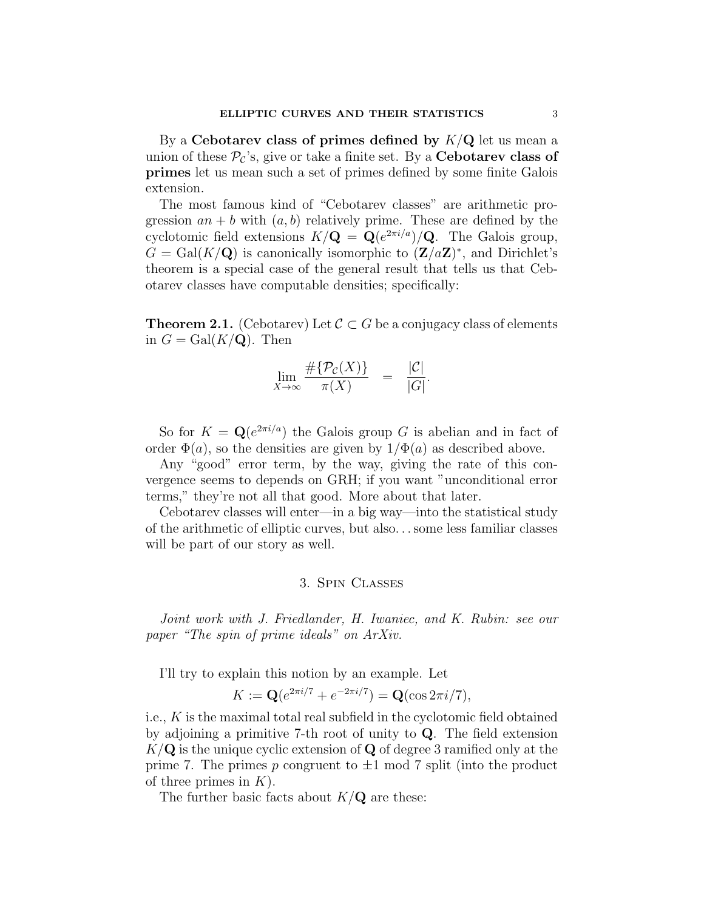By a **Cebotarev class of primes defined by** $K/\mathbf{Q}$ let us mean a union of these $\mathcal{P}_{\mathcal{C}}$'s, give or take a finite set. By a **Cebotarev class of primes** let us mean such a set of primes defined by some finite Galois extension.

The most famous kind of "Cebotarev classes" are arithmetic progression $an + b$ with $(a, b)$ relatively prime. These are defined by the cyclotomic field extensions $K/\mathbf{Q} = \mathbf{Q}(e^{2\pi i/a})/\mathbf{Q}$. The Galois group, $G = \mathrm{Gal}(K/\mathbf{Q})$ is canonically isomorphic to $(\mathbf{Z}/a\mathbf{Z})^*$, and Dirichlet's theorem is a special case of the general result that tells us that Cebotarev classes have computable densities; specifically:

**Theorem 2.1.** (Cebotarev) Let $\mathcal{C} \subset G$ be a conjugacy class of elements in $G = \mathrm{Gal}(K/\mathbf{Q})$. Then

$$\lim_{X \to \infty} \frac{\#\{\mathcal{P}_{\mathcal{C}}(X)\}}{\pi(X)} \quad = \quad \frac{|\mathcal{C}|}{|G|}.$$

So for $K = \mathbf{Q}(e^{2\pi i/a})$ the Galois group $G$ is abelian and in fact of order $\Phi(a)$, so the densities are given by $1/\Phi(a)$ as described above.

Any "good" error term, by the way, giving the rate of this convergence seems to depends on GRH; if you want "unconditional error terms," they're not all that good. More about that later.

Cebotarev classes will enter—in a big way—into the statistical study of the arithmetic of elliptic curves, but also... some less familiar classes will be part of our story as well.

## 3. Spin Classes

*Joint work with J. Friedlander, H. Iwaniec, and K. Rubin: see our paper "The spin of prime ideals" on ArXiv.*

I'll try to explain this notion by an example. Let

$$K := \mathbf{Q}(e^{2\pi i/7} + e^{-2\pi i/7}) = \mathbf{Q}(\cos 2\pi i/7),$$

i.e., $K$ is the maximal total real subfield in the cyclotomic field obtained by adjoining a primitive 7-th root of unity to $\mathbf{Q}$. The field extension $K/\mathbf{Q}$ is the unique cyclic extension of $\mathbf{Q}$ of degree 3 ramified only at the prime 7. The primes $p$ congruent to $\pm 1$ mod 7 split (into the product of three primes in $K$).

The further basic facts about $K/\mathbf{Q}$ are these: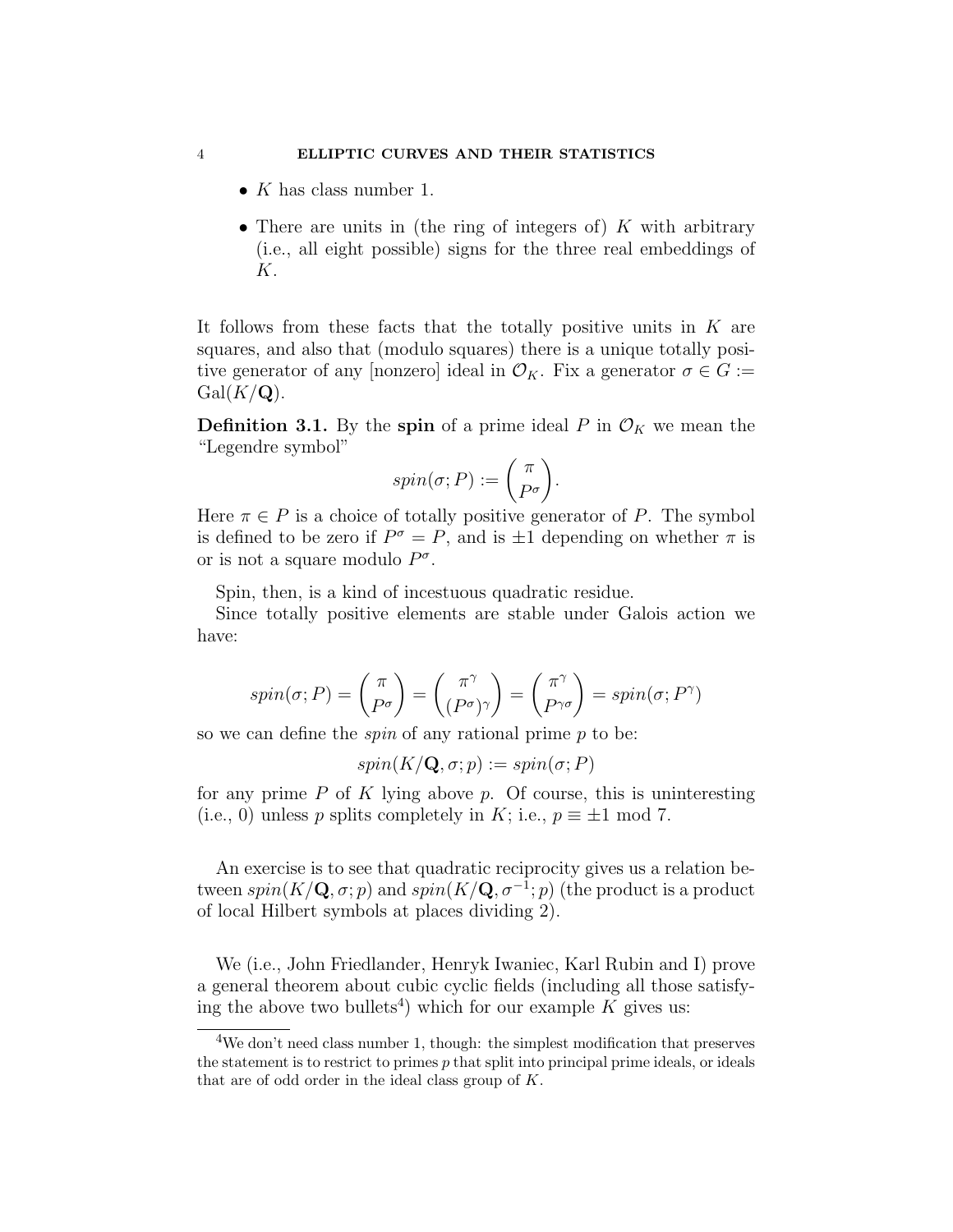- $K$ has class number 1.
- There are units in (the ring of integers of) $K$ with arbitrary (i.e., all eight possible) signs for the three real embeddings of $K$.

It follows from these facts that the totally positive units in $K$ are squares, and also that (modulo squares) there is a unique totally positive generator of any [nonzero] ideal in $\mathcal{O}_K$. Fix a generator $\sigma \in G := \mathrm{Gal}(K/\mathbf{Q})$.

**Definition 3.1.** By the **spin** of a prime ideal $P$ in $\mathcal{O}_K$ we mean the "Legendre symbol"

$$spin(\sigma; P) := \left(\frac{\pi}{P^\sigma}\right).$$

Here $\pi \in P$ is a choice of totally positive generator of $P$. The symbol is defined to be zero if $P^\sigma = P$, and is $\pm 1$ depending on whether $\pi$ is or is not a square modulo $P^\sigma$.

Spin, then, is a kind of incestuous quadratic residue.

Since totally positive elements are stable under Galois action we have:

$$spin(\sigma; P) = \left(\frac{\pi}{P^\sigma}\right) = \left(\frac{\pi^\gamma}{(P^\sigma)^\gamma}\right) = \left(\frac{\pi^\gamma}{P^{\gamma\sigma}}\right) = spin(\sigma; P^\gamma)$$

so we can define the *spin* of any rational prime $p$ to be:

$$spin(K/\mathbf{Q}, \sigma; p) := spin(\sigma; P)$$

for any prime $P$ of $K$ lying above $p$. Of course, this is uninteresting (i.e., 0) unless $p$ splits completely in $K$; i.e., $p \equiv \pm 1 \bmod 7$.

An exercise is to see that quadratic reciprocity gives us a relation between $spin(K/\mathbf{Q}, \sigma; p)$ and $spin(K/\mathbf{Q}, \sigma^{-1}; p)$ (the product is a product of local Hilbert symbols at places dividing 2).

We (i.e., John Friedlander, Henryk Iwaniec, Karl Rubin and I) prove a general theorem about cubic cyclic fields (including all those satisfying the above two bullets[4]) which for our example $K$ gives us:

[4] We don't need class number 1, though: the simplest modification that preserves the statement is to restrict to primes $p$ that split into principal prime ideals, or ideals that are of odd order in the ideal class group of $K$.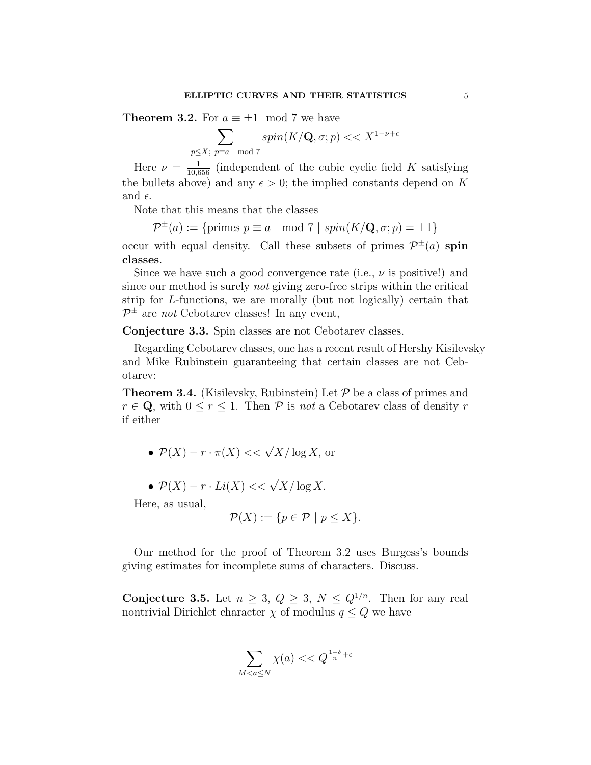**Theorem 3.2.** For $a \equiv \pm 1 \mod 7$ we have

$$\sum_{p \leq X;\ p \equiv a \mod 7} spin(K/\mathbf{Q}, \sigma; p) << X^{1-\nu+\epsilon}$$

Here $\nu = \frac{1}{10{,}656}$ (independent of the cubic cyclic field $K$ satisfying the bullets above) and any $\epsilon > 0$; the implied constants depend on $K$ and $\epsilon$.

Note that this means that the classes

$$\mathcal{P}^{\pm}(a) := \{\text{primes } p \equiv a \mod 7 \mid spin(K/\mathbf{Q}, \sigma; p) = \pm 1\}$$

occur with equal density. Call these subsets of primes $\mathcal{P}^{\pm}(a)$ **spin classes**.

Since we have such a good convergence rate (i.e., $\nu$ is positive!) and since our method is surely *not* giving zero-free strips within the critical strip for $L$-functions, we are morally (but not logically) certain that $\mathcal{P}^{\pm}$ are *not* Cebotarev classes! In any event,

**Conjecture 3.3.** Spin classes are not Cebotarev classes.

Regarding Cebotarev classes, one has a recent result of Hershy Kisilevsky and Mike Rubinstein guaranteeing that certain classes are not Cebotarev:

**Theorem 3.4.** (Kisilevsky, Rubinstein) Let $\mathcal{P}$ be a class of primes and $r \in \mathbf{Q}$, with $0 \leq r \leq 1$. Then $\mathcal{P}$ is *not* a Cebotarev class of density $r$ if either

- $\mathcal{P}(X) - r \cdot \pi(X) << \sqrt{X}/\log X$, or
- $\mathcal{P}(X) - r \cdot Li(X) << \sqrt{X}/\log X$.

Here, as usual,

$$\mathcal{P}(X) := \{p \in \mathcal{P} \mid p \leq X\}.$$

Our method for the proof of Theorem 3.2 uses Burgess's bounds giving estimates for incomplete sums of characters. Discuss.

**Conjecture 3.5.** Let $n \geq 3$, $Q \geq 3$, $N \leq Q^{1/n}$. Then for any real nontrivial Dirichlet character $\chi$ of modulus $q \leq Q$ we have

$$\sum_{M < a \leq N} \chi(a) << Q^{\frac{1-\delta}{n}+\epsilon}$$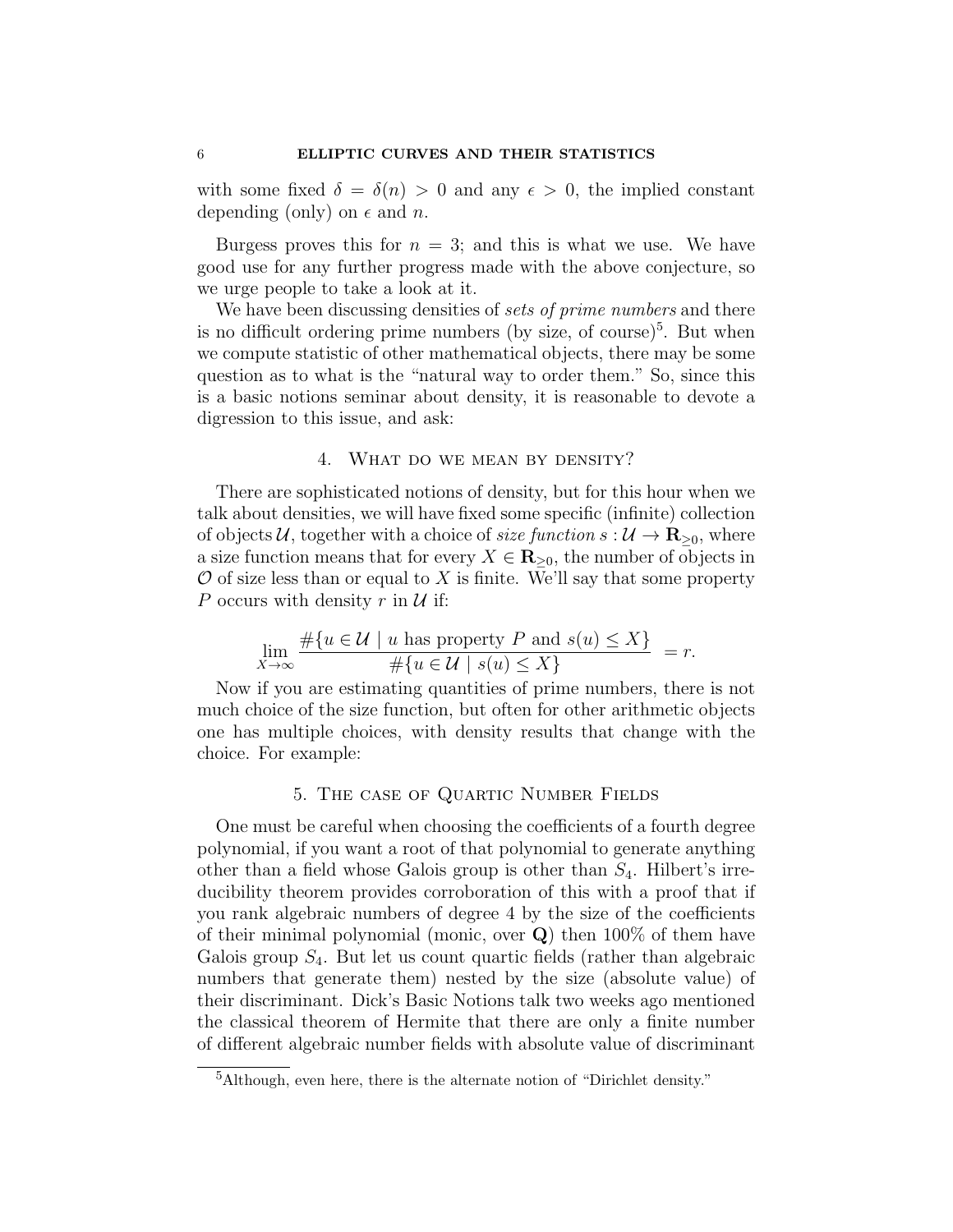with some fixed $\delta = \delta(n) > 0$ and any $\epsilon > 0$, the implied constant depending (only) on $\epsilon$ and $n$.

Burgess proves this for $n = 3$; and this is what we use. We have good use for any further progress made with the above conjecture, so we urge people to take a look at it.

We have been discussing densities of *sets of prime numbers* and there is no difficult ordering prime numbers (by size, of course)[5]. But when we compute statistic of other mathematical objects, there may be some question as to what is the "natural way to order them." So, since this is a basic notions seminar about density, it is reasonable to devote a digression to this issue, and ask:

## 4. What do we mean by density?

There are sophisticated notions of density, but for this hour when we talk about densities, we will have fixed some specific (infinite) collection of objects $\mathcal{U}$, together with a choice of *size function* $s : \mathcal{U} \to \mathbf{R}_{\geq 0}$, where a size function means that for every $X \in \mathbf{R}_{\geq 0}$, the number of objects in $\mathcal{O}$ of size less than or equal to $X$ is finite. We'll say that some property $P$ occurs with density $r$ in $\mathcal{U}$ if:

$$\lim_{X \to \infty} \frac{\#\{u \in \mathcal{U} \mid u \text{ has property } P \text{ and } s(u) \leq X\}}{\#\{u \in \mathcal{U} \mid s(u) \leq X\}} = r.$$

Now if you are estimating quantities of prime numbers, there is not much choice of the size function, but often for other arithmetic objects one has multiple choices, with density results that change with the choice. For example:

## 5. The case of Quartic Number Fields

One must be careful when choosing the coefficients of a fourth degree polynomial, if you want a root of that polynomial to generate anything other than a field whose Galois group is other than $S_4$. Hilbert's irreducibility theorem provides corroboration of this with a proof that if you rank algebraic numbers of degree 4 by the size of the coefficients of their minimal polynomial (monic, over $\mathbf{Q}$) then 100% of them have Galois group $S_4$. But let us count quartic fields (rather than algebraic numbers that generate them) nested by the size (absolute value) of their discriminant. Dick's Basic Notions talk two weeks ago mentioned the classical theorem of Hermite that there are only a finite number of different algebraic number fields with absolute value of discriminant

[5] Although, even here, there is the alternate notion of "Dirichlet density."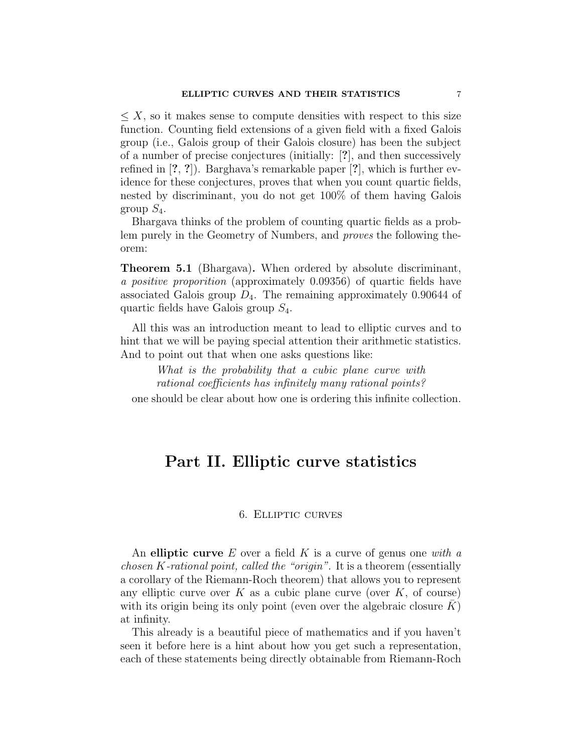$\leq X$, so it makes sense to compute densities with respect to this size function. Counting field extensions of a given field with a fixed Galois group (i.e., Galois group of their Galois closure) has been the subject of a number of precise conjectures (initially: [**?**], and then successively refined in [**?**, **?**]). Barghava's remarkable paper [**?**], which is further evidence for these conjectures, proves that when you count quartic fields, nested by discriminant, you do not get 100% of them having Galois group $S_4$.

Bhargava thinks of the problem of counting quartic fields as a problem purely in the Geometry of Numbers, and *proves* the following theorem:

**Theorem 5.1** (Bhargava)**.** When ordered by absolute discriminant, *a positive proporition* (approximately 0.09356) of quartic fields have associated Galois group $D_4$. The remaining approximately 0.90644 of quartic fields have Galois group $S_4$.

All this was an introduction meant to lead to elliptic curves and to hint that we will be paying special attention their arithmetic statistics. And to point out that when one asks questions like:

> *What is the probability that a cubic plane curve with rational coefficients has infinitely many rational points?*

one should be clear about how one is ordering this infinite collection.

# Part II. Elliptic curve statistics

## 6. Elliptic curves

An **elliptic curve** $E$ over a field $K$ is a curve of genus one *with a chosen $K$-rational point, called the "origin".* It is a theorem (essentially a corollary of the Riemann-Roch theorem) that allows you to represent any elliptic curve over $K$ as a cubic plane curve (over $K$, of course) with its origin being its only point (even over the algebraic closure $\bar{K}$) at infinity.

This already is a beautiful piece of mathematics and if you haven't seen it before here is a hint about how you get such a representation, each of these statements being directly obtainable from Riemann-Roch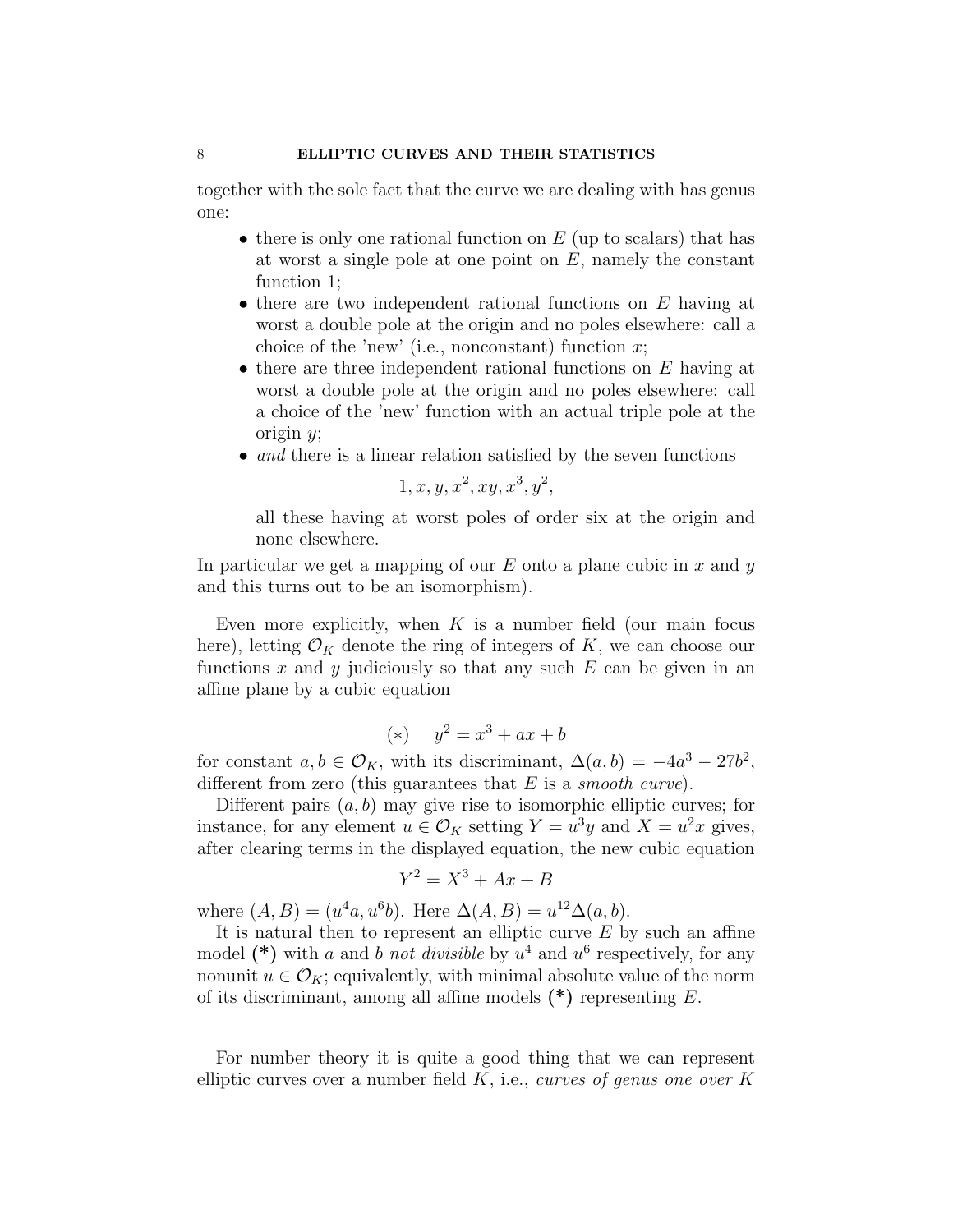together with the sole fact that the curve we are dealing with has genus one:

- there is only one rational function on $E$ (up to scalars) that has at worst a single pole at one point on $E$, namely the constant function 1;
- there are two independent rational functions on $E$ having at worst a double pole at the origin and no poles elsewhere: call a choice of the 'new' (i.e., nonconstant) function $x$;
- there are three independent rational functions on $E$ having at worst a double pole at the origin and no poles elsewhere: call a choice of the 'new' function with an actual triple pole at the origin $y$;
- *and* there is a linear relation satisfied by the seven functions

$$1, x, y, x^2, xy, x^3, y^2,$$

  all these having at worst poles of order six at the origin and none elsewhere.

In particular we get a mapping of our $E$ onto a plane cubic in $x$ and $y$ and this turns out to be an isomorphism).

Even more explicitly, when $K$ is a number field (our main focus here), letting $\mathcal{O}_K$ denote the ring of integers of $K$, we can choose our functions $x$ and $y$ judiciously so that any such $E$ can be given in an affine plane by a cubic equation

$$(*) \quad y^2 = x^3 + ax + b$$

for constant $a, b \in \mathcal{O}_K$, with its discriminant, $\Delta(a, b) = -4a^3 - 27b^2$, different from zero (this guarantees that $E$ is a *smooth curve*).

Different pairs $(a, b)$ may give rise to isomorphic elliptic curves; for instance, for any element $u \in \mathcal{O}_K$ setting $Y = u^3 y$ and $X = u^2 x$ gives, after clearing terms in the displayed equation, the new cubic equation

$$Y^2 = X^3 + Ax + B$$

where $(A, B) = (u^4 a, u^6 b)$. Here $\Delta(A, B) = u^{12}\Delta(a, b)$.

It is natural then to represent an elliptic curve $E$ by such an affine model **(*)** with $a$ and $b$ *not divisible* by $u^4$ and $u^6$ respectively, for any nonunit $u \in \mathcal{O}_K$; equivalently, with minimal absolute value of the norm of its discriminant, among all affine models **(*)** representing $E$.

For number theory it is quite a good thing that we can represent elliptic curves over a number field $K$, i.e., *curves of genus one over K*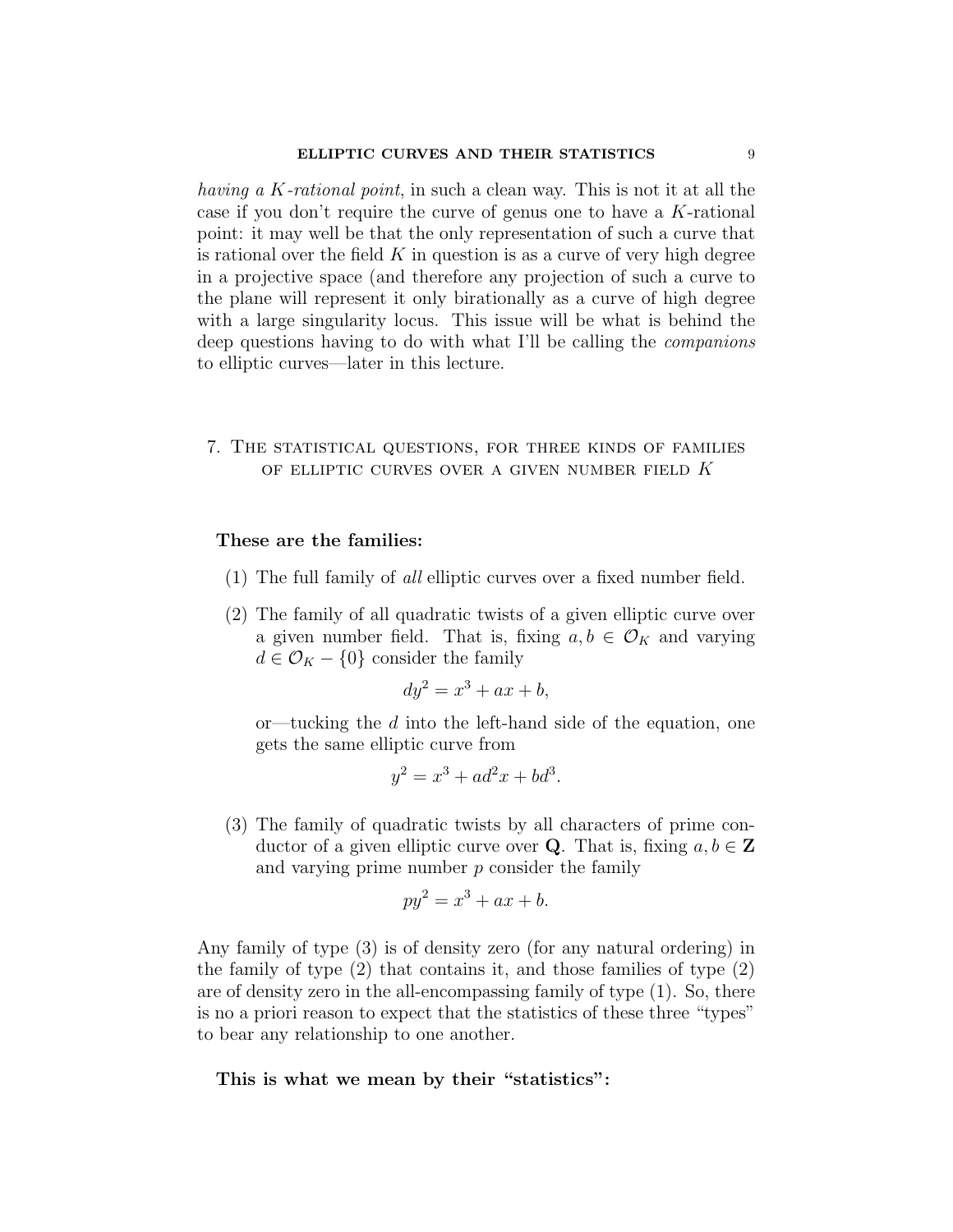*having a K-rational point*, in such a clean way. This is not it at all the case if you don't require the curve of genus one to have a $K$-rational point: it may well be that the only representation of such a curve that is rational over the field $K$ in question is as a curve of very high degree in a projective space (and therefore any projection of such a curve to the plane will represent it only birationally as a curve of high degree with a large singularity locus. This issue will be what is behind the deep questions having to do with what I'll be calling the *companions* to elliptic curves—later in this lecture.

## 7. The statistical questions, for three kinds of families of elliptic curves over a given number field $K$

**These are the families:**

(1) The full family of *all* elliptic curves over a fixed number field.

(2) The family of all quadratic twists of a given elliptic curve over a given number field. That is, fixing $a, b \in \mathcal{O}_K$ and varying $d \in \mathcal{O}_K - \{0\}$ consider the family

$$dy^2 = x^3 + ax + b,$$

or—tucking the $d$ into the left-hand side of the equation, one gets the same elliptic curve from

$$y^2 = x^3 + ad^2x + bd^3.$$

(3) The family of quadratic twists by all characters of prime conductor of a given elliptic curve over $\mathbf{Q}$. That is, fixing $a, b \in \mathbf{Z}$ and varying prime number $p$ consider the family

$$py^2 = x^3 + ax + b.$$

Any family of type (3) is of density zero (for any natural ordering) in the family of type (2) that contains it, and those families of type (2) are of density zero in the all-encompassing family of type (1). So, there is no a priori reason to expect that the statistics of these three "types" to bear any relationship to one another.

**This is what we mean by their "statistics":**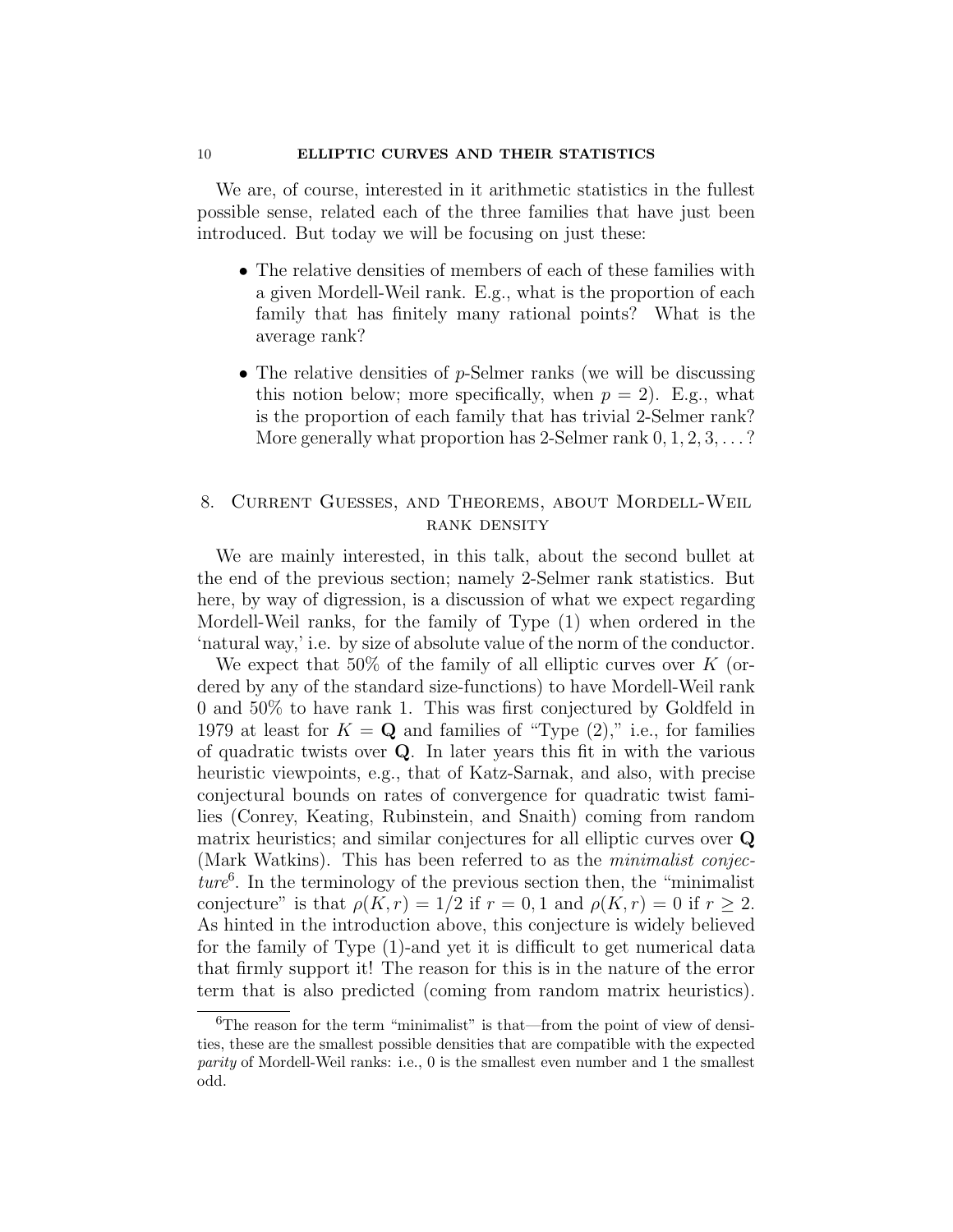We are, of course, interested in it arithmetic statistics in the fullest possible sense, related each of the three families that have just been introduced. But today we will be focusing on just these:

- The relative densities of members of each of these families with a given Mordell-Weil rank. E.g., what is the proportion of each family that has finitely many rational points? What is the average rank?
- The relative densities of $p$-Selmer ranks (we will be discussing this notion below; more specifically, when $p = 2$). E.g., what is the proportion of each family that has trivial 2-Selmer rank? More generally what proportion has 2-Selmer rank $0, 1, 2, 3, \ldots$?

## 8. Current Guesses, and Theorems, about Mordell-Weil rank density

We are mainly interested, in this talk, about the second bullet at the end of the previous section; namely 2-Selmer rank statistics. But here, by way of digression, is a discussion of what we expect regarding Mordell-Weil ranks, for the family of Type (1) when ordered in the 'natural way,' i.e. by size of absolute value of the norm of the conductor.

We expect that 50% of the family of all elliptic curves over $K$ (ordered by any of the standard size-functions) to have Mordell-Weil rank 0 and 50% to have rank 1. This was first conjectured by Goldfeld in 1979 at least for $K = \mathbf{Q}$ and families of "Type (2)," i.e., for families of quadratic twists over $\mathbf{Q}$. In later years this fit in with the various heuristic viewpoints, e.g., that of Katz-Sarnak, and also, with precise conjectural bounds on rates of convergence for quadratic twist families (Conrey, Keating, Rubinstein, and Snaith) coming from random matrix heuristics; and similar conjectures for all elliptic curves over $\mathbf{Q}$ (Mark Watkins). This has been referred to as the *minimalist conjecture*[6]. In the terminology of the previous section then, the "minimalist conjecture" is that $\rho(K, r) = 1/2$ if $r = 0, 1$ and $\rho(K, r) = 0$ if $r \geq 2$. As hinted in the introduction above, this conjecture is widely believed for the family of Type (1)-and yet it is difficult to get numerical data that firmly support it! The reason for this is in the nature of the error term that is also predicted (coming from random matrix heuristics).

[6] The reason for the term "minimalist" is that—from the point of view of densities, these are the smallest possible densities that are compatible with the expected *parity* of Mordell-Weil ranks: i.e., 0 is the smallest even number and 1 the smallest odd.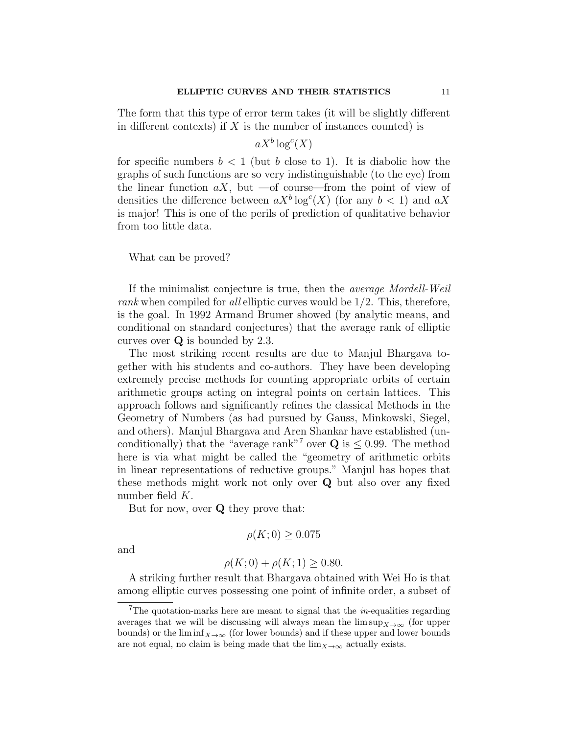The form that this type of error term takes (it will be slightly different in different contexts) if $X$ is the number of instances counted) is

$$aX^b \log^c(X)$$

for specific numbers $b < 1$ (but $b$ close to 1). It is diabolic how the graphs of such functions are so very indistinguishable (to the eye) from the linear function $aX$, but —of course—from the point of view of densities the difference between $aX^b \log^c(X)$ (for any $b < 1$) and $aX$ is major! This is one of the perils of prediction of qualitative behavior from too little data.

What can be proved?

If the minimalist conjecture is true, then the *average Mordell-Weil rank* when compiled for *all* elliptic curves would be $1/2$. This, therefore, is the goal. In 1992 Armand Brumer showed (by analytic means, and conditional on standard conjectures) that the average rank of elliptic curves over $\mathbf{Q}$ is bounded by 2.3.

The most striking recent results are due to Manjul Bhargava together with his students and co-authors. They have been developing extremely precise methods for counting appropriate orbits of certain arithmetic groups acting on integral points on certain lattices. This approach follows and significantly refines the classical Methods in the Geometry of Numbers (as had pursued by Gauss, Minkowski, Siegel, and others). Manjul Bhargava and Aren Shankar have established (unconditionally) that the "average rank"[7] over $\mathbf{Q}$ is $\leq 0.99$. The method here is via what might be called the "geometry of arithmetic orbits in linear representations of reductive groups." Manjul has hopes that these methods might work not only over $\mathbf{Q}$ but also over any fixed number field $K$.

But for now, over $\mathbf{Q}$ they prove that:

$$\rho(K; 0) \geq 0.075$$

and

$$\rho(K; 0) + \rho(K; 1) \geq 0.80.$$

A striking further result that Bhargava obtained with Wei Ho is that among elliptic curves possessing one point of infinite order, a subset of

[7] The quotation-marks here are meant to signal that the *in*-equalities regarding averages that we will be discussing will always mean the $\limsup_{X\to\infty}$ (for upper bounds) or the $\liminf_{X\to\infty}$ (for lower bounds) and if these upper and lower bounds are not equal, no claim is being made that the $\lim_{X\to\infty}$ actually exists.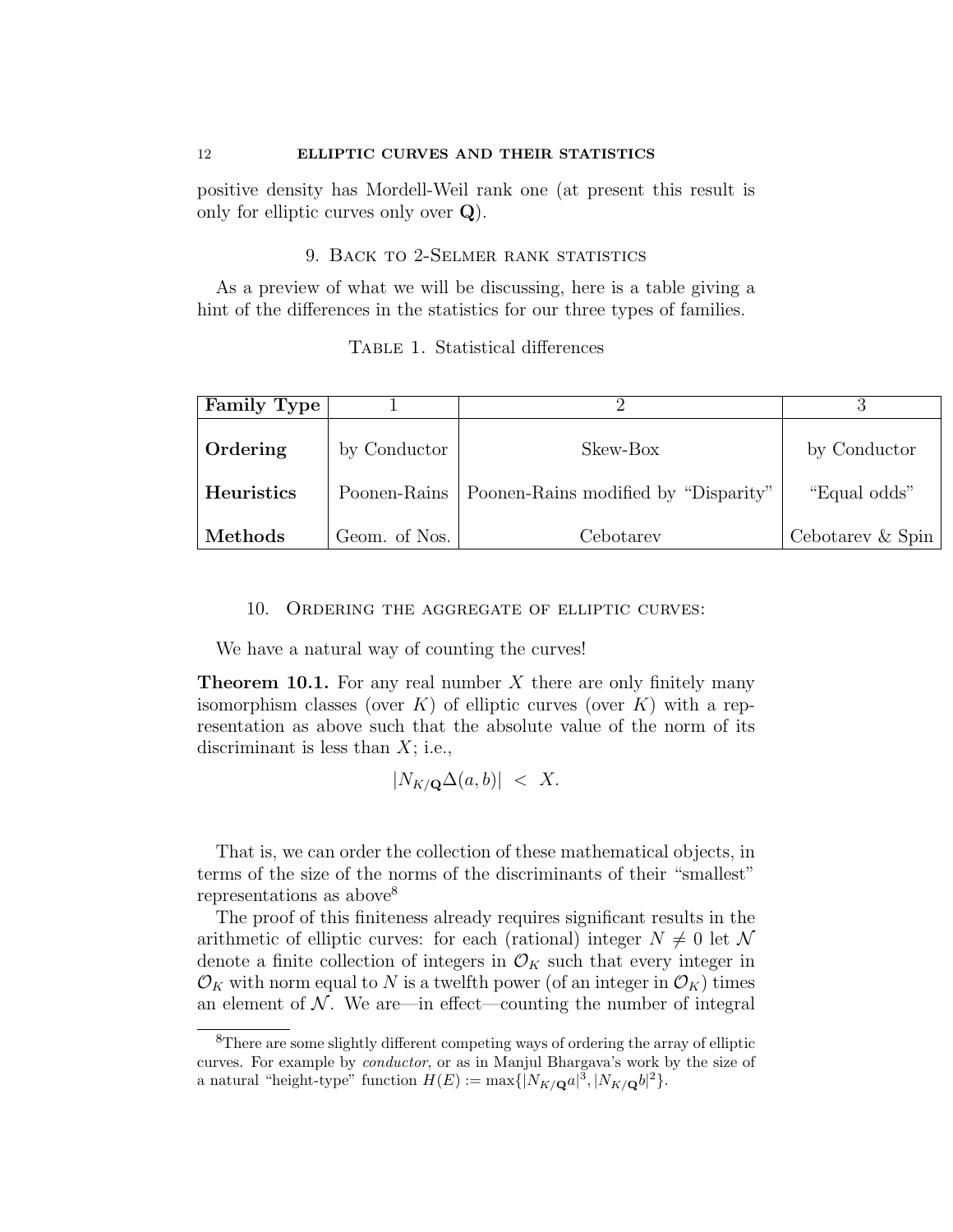positive density has Mordell-Weil rank one (at present this result is only for elliptic curves only over $\mathbf{Q}$).

## 9. Back to 2-Selmer rank statistics

As a preview of what we will be discussing, here is a table giving a hint of the differences in the statistics for our three types of families.

Table 1. Statistical differences

| **Family Type** | 1 | 2 | 3 |
|---|---|---|---|
| **Ordering** | by Conductor | Skew-Box | by Conductor |
| **Heuristics** | Poonen-Rains | Poonen-Rains modified by "Disparity" | "Equal odds" |
| **Methods** | Geom. of Nos. | Cebotarev | Cebotarev & Spin |

## 10. Ordering the aggregate of elliptic curves:

We have a natural way of counting the curves!

**Theorem 10.1.** *For any real number $X$ there are only finitely many isomorphism classes (over $K$) of elliptic curves (over $K$) with a representation as above such that the absolute value of the norm of its discriminant is less than $X$; i.e.,*

$$|N_{K/\mathbf{Q}}\Delta(a,b)| \;<\; X.$$

That is, we can order the collection of these mathematical objects, in terms of the size of the norms of the discriminants of their "smallest" representations as above[8]

The proof of this finiteness already requires significant results in the arithmetic of elliptic curves: for each (rational) integer $N \neq 0$ let $\mathcal{N}$ denote a finite collection of integers in $\mathcal{O}_K$ such that every integer in $\mathcal{O}_K$ with norm equal to $N$ is a twelfth power (of an integer in $\mathcal{O}_K$) times an element of $\mathcal{N}$. We are—in effect—counting the number of integral

---

[8] There are some slightly different competing ways of ordering the array of elliptic curves. For example by *conductor*, or as in Manjul Bhargava's work by the size of a natural "height-type" function $H(E) := \max\{|N_{K/\mathbf{Q}}a|^3, |N_{K/\mathbf{Q}}b|^2\}$.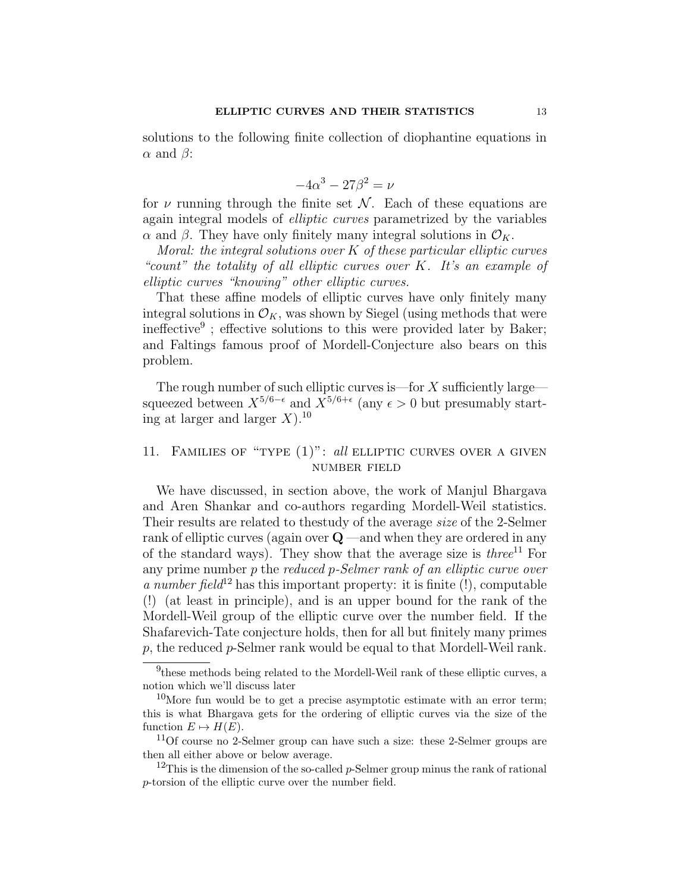solutions to the following finite collection of diophantine equations in $\alpha$ and $\beta$:

$$-4\alpha^3 - 27\beta^2 = \nu$$

for $\nu$ running through the finite set $\mathcal{N}$. Each of these equations are again integral models of *elliptic curves* parametrized by the variables $\alpha$ and $\beta$. They have only finitely many integral solutions in $\mathcal{O}_K$.

*Moral: the integral solutions over $K$ of these particular elliptic curves "count" the totality of all elliptic curves over $K$. It's an example of elliptic curves "knowing" other elliptic curves.*

That these affine models of elliptic curves have only finitely many integral solutions in $\mathcal{O}_K$, was shown by Siegel (using methods that were ineffective[9] ; effective solutions to this were provided later by Baker; and Faltings famous proof of Mordell-Conjecture also bears on this problem.

The rough number of such elliptic curves is—for $X$ sufficiently large—squeezed between $X^{5/6-\epsilon}$ and $X^{5/6+\epsilon}$ (any $\epsilon > 0$ but presumably starting at larger and larger $X$).[10]

## 11. Families of "type (1)": *all* elliptic curves over a given number field

We have discussed, in section above, the work of Manjul Bhargava and Aren Shankar and co-authors regarding Mordell-Weil statistics. Their results are related to thestudy of the average *size* of the 2-Selmer rank of elliptic curves (again over $\mathbf{Q}$ —and when they are ordered in any of the standard ways). They show that the average size is *three*[11] For any prime number $p$ the *reduced $p$-Selmer rank of an elliptic curve over a number field*[12] has this important property: it is finite (!), computable (!) (at least in principle), and is an upper bound for the rank of the Mordell-Weil group of the elliptic curve over the number field. If the Shafarevich-Tate conjecture holds, then for all but finitely many primes $p$, the reduced $p$-Selmer rank would be equal to that Mordell-Weil rank.

---

[9] these methods being related to the Mordell-Weil rank of these elliptic curves, a notion which we'll discuss later

[10] More fun would be to get a precise asymptotic estimate with an error term; this is what Bhargava gets for the ordering of elliptic curves via the size of the function $E \mapsto H(E)$.

[11] Of course no 2-Selmer group can have such a size: these 2-Selmer groups are then all either above or below average.

[12] This is the dimension of the so-called $p$-Selmer group minus the rank of rational $p$-torsion of the elliptic curve over the number field.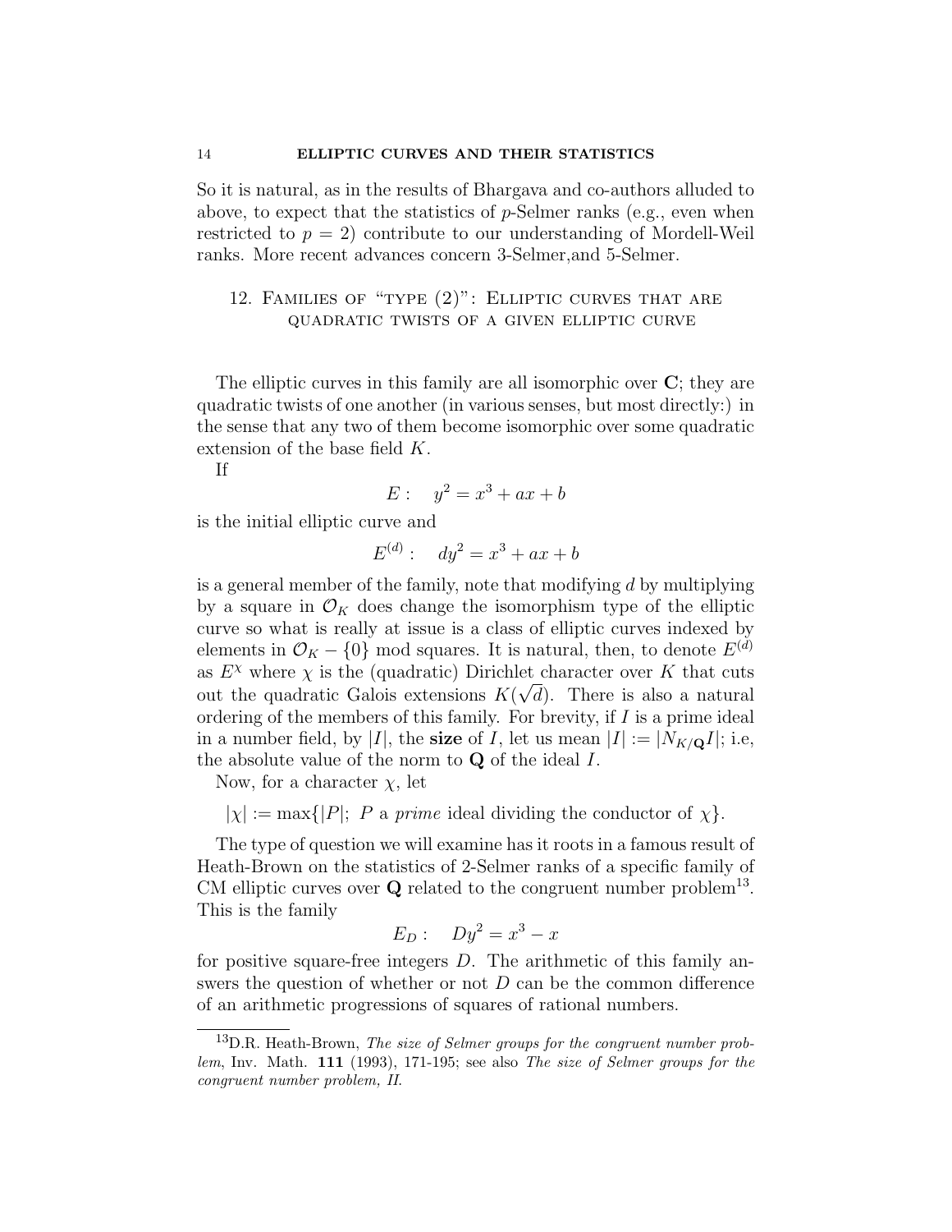So it is natural, as in the results of Bhargava and co-authors alluded to above, to expect that the statistics of $p$-Selmer ranks (e.g., even when restricted to $p = 2$) contribute to our understanding of Mordell-Weil ranks. More recent advances concern 3-Selmer,and 5-Selmer.

## 12. Families of "type (2)": Elliptic curves that are quadratic twists of a given elliptic curve

The elliptic curves in this family are all isomorphic over $\mathbf{C}$; they are quadratic twists of one another (in various senses, but most directly:) in the sense that any two of them become isomorphic over some quadratic extension of the base field $K$.

If

$$E : \quad y^2 = x^3 + ax + b$$

is the initial elliptic curve and

$$E^{(d)} : \quad dy^2 = x^3 + ax + b$$

is a general member of the family, note that modifying $d$ by multiplying by a square in $\mathcal{O}_K$ does change the isomorphism type of the elliptic curve so what is really at issue is a class of elliptic curves indexed by elements in $\mathcal{O}_K - \{0\}$ mod squares. It is natural, then, to denote $E^{(d)}$ as $E^{\chi}$ where $\chi$ is the (quadratic) Dirichlet character over $K$ that cuts out the quadratic Galois extensions $K(\sqrt{d})$. There is also a natural ordering of the members of this family. For brevity, if $I$ is a prime ideal in a number field, by $|I|$, the **size** of $I$, let us mean $|I| := |N_{K/\mathbf{Q}}I|$; i.e, the absolute value of the norm to $\mathbf{Q}$ of the ideal $I$.

Now, for a character $\chi$, let

$$|\chi| := \max\{|P|;\ P \text{ a } \textit{prime} \text{ ideal dividing the conductor of } \chi\}.$$

The type of question we will examine has it roots in a famous result of Heath-Brown on the statistics of 2-Selmer ranks of a specific family of CM elliptic curves over $\mathbf{Q}$ related to the congruent number problem[13]. This is the family

$$E_D : \quad Dy^2 = x^3 - x$$

for positive square-free integers $D$. The arithmetic of this family answers the question of whether or not $D$ can be the common difference of an arithmetic progressions of squares of rational numbers.

---

[13] D.R. Heath-Brown, *The size of Selmer groups for the congruent number problem*, Inv. Math. **111** (1993), 171-195; see also *The size of Selmer groups for the congruent number problem, II.*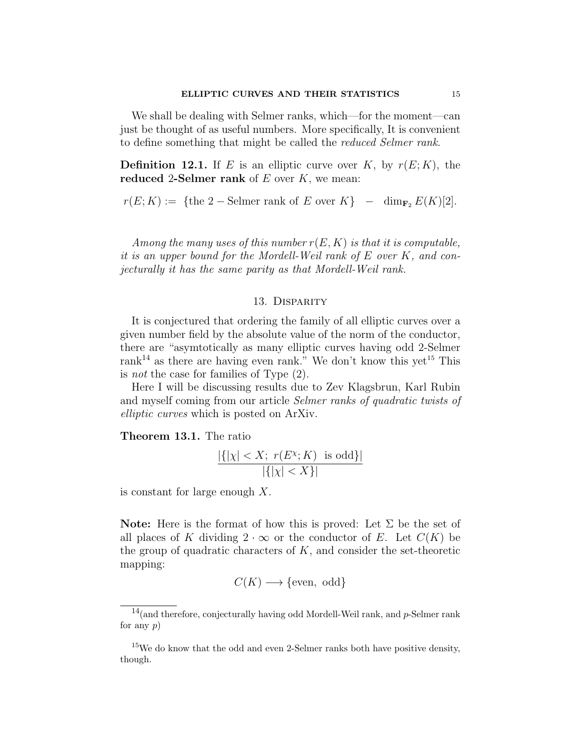We shall be dealing with Selmer ranks, which—for the moment—can just be thought of as useful numbers. More specifically, It is convenient to define something that might be called the *reduced Selmer rank*.

**Definition 12.1.** If $E$ is an elliptic curve over $K$, by $r(E;K)$, the **reduced 2-Selmer rank** of $E$ over $K$, we mean:

$$r(E;K) := \{\text{the } 2-\text{Selmer rank of } E \text{ over } K\} \;-\; \dim_{\mathbf{F}_2} E(K)[2].$$

*Among the many uses of this number $r(E,K)$ is that it is computable, it is an upper bound for the Mordell-Weil rank of $E$ over $K$, and conjecturally it has the same parity as that Mordell-Weil rank.*

## 13. Disparity

It is conjectured that ordering the family of all elliptic curves over a given number field by the absolute value of the norm of the conductor, there are "asymtotically as many elliptic curves having odd 2-Selmer rank[14] as there are having even rank." We don't know this yet[15] This is *not* the case for families of Type (2).

Here I will be discussing results due to Zev Klagsbrun, Karl Rubin and myself coming from our article *Selmer ranks of quadratic twists of elliptic curves* which is posted on ArXiv.

**Theorem 13.1.** The ratio

$$\frac{|\{|\chi| < X;\; r(E^{\chi};K) \;\text{ is odd}\}|}{|\{|\chi| < X\}|}$$

is constant for large enough $X$.

**Note:** Here is the format of how this is proved: Let $\Sigma$ be the set of all places of $K$ dividing $2 \cdot \infty$ or the conductor of $E$. Let $C(K)$ be the group of quadratic characters of $K$, and consider the set-theoretic mapping:

$$C(K) \longrightarrow \{\text{even, odd}\}$$

[14](and therefore, conjecturally having odd Mordell-Weil rank, and $p$-Selmer rank for any $p$)

[15]We do know that the odd and even 2-Selmer ranks both have positive density, though.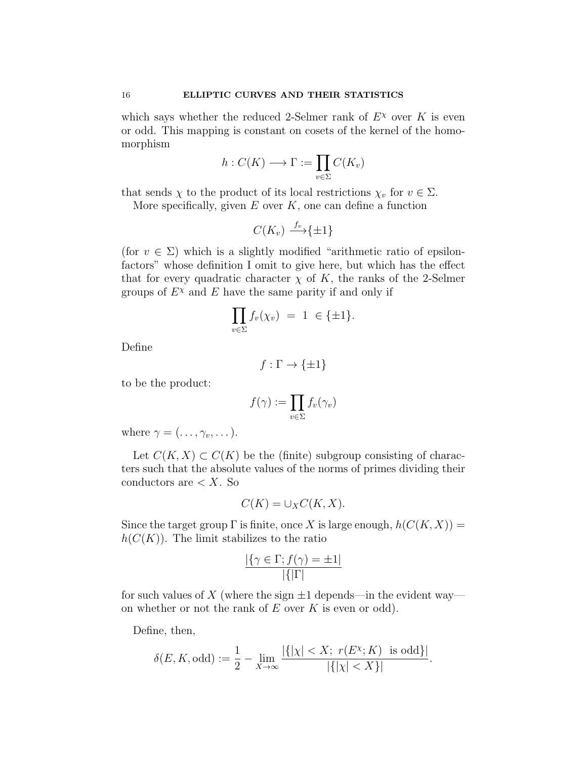which says whether the reduced 2-Selmer rank of $E^\chi$ over $K$ is even or odd. This mapping is constant on cosets of the kernel of the homomorphism

$$h : C(K) \longrightarrow \Gamma := \prod_{v \in \Sigma} C(K_v)$$

that sends $\chi$ to the product of its local restrictions $\chi_v$ for $v \in \Sigma$.

More specifically, given $E$ over $K$, one can define a function

$$C(K_v) \xrightarrow{f_v} \{\pm 1\}$$

(for $v \in \Sigma$) which is a slightly modified "arithmetic ratio of epsilon-factors" whose definition I omit to give here, but which has the effect that for every quadratic character $\chi$ of $K$, the ranks of the 2-Selmer groups of $E^\chi$ and $E$ have the same parity if and only if

$$\prod_{v \in \Sigma} f_v(\chi_v) \;=\; 1 \;\in \{\pm 1\}.$$

Define

$$f : \Gamma \to \{\pm 1\}$$

to be the product:

$$f(\gamma) := \prod_{v \in \Sigma} f_v(\gamma_v)$$

where $\gamma = (\dots, \gamma_v, \dots)$.

Let $C(K, X) \subset C(K)$ be the (finite) subgroup consisting of characters such that the absolute values of the norms of primes dividing their conductors are $< X$. So

$$C(K) = \cup_X C(K, X).$$

Since the target group $\Gamma$ is finite, once $X$ is large enough, $h(C(K, X)) = h(C(K))$. The limit stabilizes to the ratio

$$\frac{|\{\gamma \in \Gamma; f(\gamma) = \pm 1|}{|\{|\Gamma|}$$

for such values of $X$ (where the sign $\pm 1$ depends—in the evident way—on whether or not the rank of $E$ over $K$ is even or odd).

Define, then,

$$\delta(E, K, \text{odd}) := \frac{1}{2} - \lim_{X \to \infty} \frac{|\{|\chi| < X;\ r(E^\chi; K)\ \text{ is odd}\}|}{|\{|\chi| < X\}|}.$$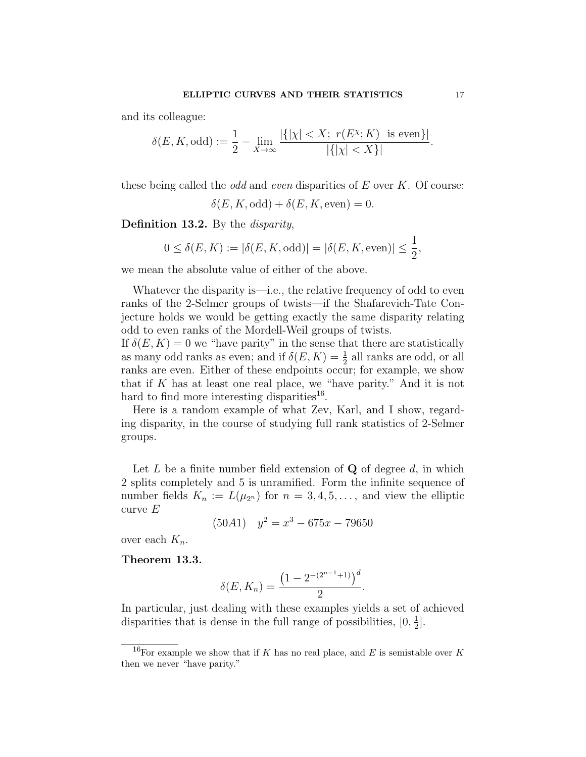and its colleague:

$$\delta(E, K, \mathrm{odd}) := \frac{1}{2} - \lim_{X\to\infty} \frac{|\{|\chi| < X;\ r(E^\chi; K)\ \text{ is even}\}|}{|\{|\chi| < X\}|}.$$

these being called the *odd* and *even* disparities of $E$ over $K$. Of course:

$$\delta(E, K, \mathrm{odd}) + \delta(E, K, \mathrm{even}) = 0.$$

**Definition 13.2.** By the *disparity*,

$$0 \le \delta(E, K) := |\delta(E, K, \mathrm{odd})| = |\delta(E, K, \mathrm{even})| \le \frac{1}{2},$$

we mean the absolute value of either of the above.

Whatever the disparity is—i.e., the relative frequency of odd to even ranks of the 2-Selmer groups of twists—if the Shafarevich-Tate Conjecture holds we would be getting exactly the same disparity relating odd to even ranks of the Mordell-Weil groups of twists.

If $\delta(E, K) = 0$ we "have parity" in the sense that there are statistically as many odd ranks as even; and if $\delta(E, K) = \frac{1}{2}$ all ranks are odd, or all ranks are even. Either of these endpoints occur; for example, we show that if $K$ has at least one real place, we "have parity." And it is not hard to find more interesting disparities[16].

Here is a random example of what Zev, Karl, and I show, regarding disparity, in the course of studying full rank statistics of 2-Selmer groups.

Let $L$ be a finite number field extension of $\mathbf{Q}$ of degree $d$, in which 2 splits completely and 5 is unramified. Form the infinite sequence of number fields $K_n := L(\mu_{2^n})$ for $n = 3, 4, 5, \ldots$, and view the elliptic curve $E$

$$(50A1) \quad y^2 = x^3 - 675x - 79650$$

over each $K_n$.

**Theorem 13.3.**

$$\delta(E, K_n) = \frac{\left(1 - 2^{-(2^{n-1}+1)}\right)^d}{2}.$$

In particular, just dealing with these examples yields a set of achieved disparities that is dense in the full range of possibilities, $[0, \frac{1}{2}]$.

[16] For example we show that if $K$ has no real place, and $E$ is semistable over $K$ then we never "have parity."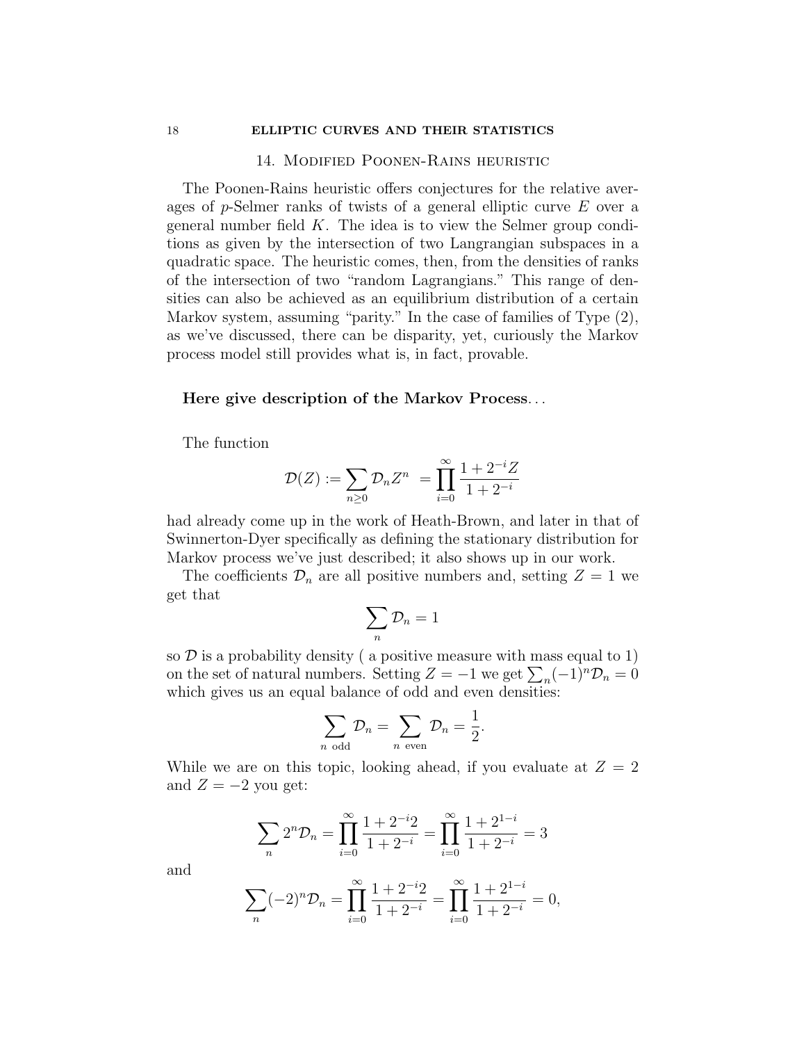## 14. Modified Poonen-Rains heuristic

The Poonen-Rains heuristic offers conjectures for the relative averages of $p$-Selmer ranks of twists of a general elliptic curve $E$ over a general number field $K$. The idea is to view the Selmer group conditions as given by the intersection of two Langrangian subspaces in a quadratic space. The heuristic comes, then, from the densities of ranks of the intersection of two "random Lagrangians." This range of densities can also be achieved as an equilibrium distribution of a certain Markov system, assuming "parity." In the case of families of Type (2), as we've discussed, there can be disparity, yet, curiously the Markov process model still provides what is, in fact, provable.

**Here give description of the Markov Process**...

The function

$$\mathcal{D}(Z) := \sum_{n \geq 0} \mathcal{D}_n Z^n \ = \prod_{i=0}^{\infty} \frac{1 + 2^{-i} Z}{1 + 2^{-i}}$$

had already come up in the work of Heath-Brown, and later in that of Swinnerton-Dyer specifically as defining the stationary distribution for Markov process we've just described; it also shows up in our work.

The coefficients $\mathcal{D}_n$ are all positive numbers and, setting $Z = 1$ we get that

$$\sum_n \mathcal{D}_n = 1$$

so $\mathcal{D}$ is a probability density ( a positive measure with mass equal to 1) on the set of natural numbers. Setting $Z = -1$ we get $\sum_n (-1)^n \mathcal{D}_n = 0$ which gives us an equal balance of odd and even densities:

$$\sum_{n \text{ odd}} \mathcal{D}_n = \sum_{n \text{ even}} \mathcal{D}_n = \frac{1}{2}.$$

While we are on this topic, looking ahead, if you evaluate at $Z = 2$ and $Z = -2$ you get:

$$\sum_n 2^n \mathcal{D}_n = \prod_{i=0}^{\infty} \frac{1 + 2^{-i} 2}{1 + 2^{-i}} = \prod_{i=0}^{\infty} \frac{1 + 2^{1-i}}{1 + 2^{-i}} = 3$$

and

$$\sum_n (-2)^n \mathcal{D}_n = \prod_{i=0}^{\infty} \frac{1 + 2^{-i} 2}{1 + 2^{-i}} = \prod_{i=0}^{\infty} \frac{1 + 2^{1-i}}{1 + 2^{-i}} = 0,$$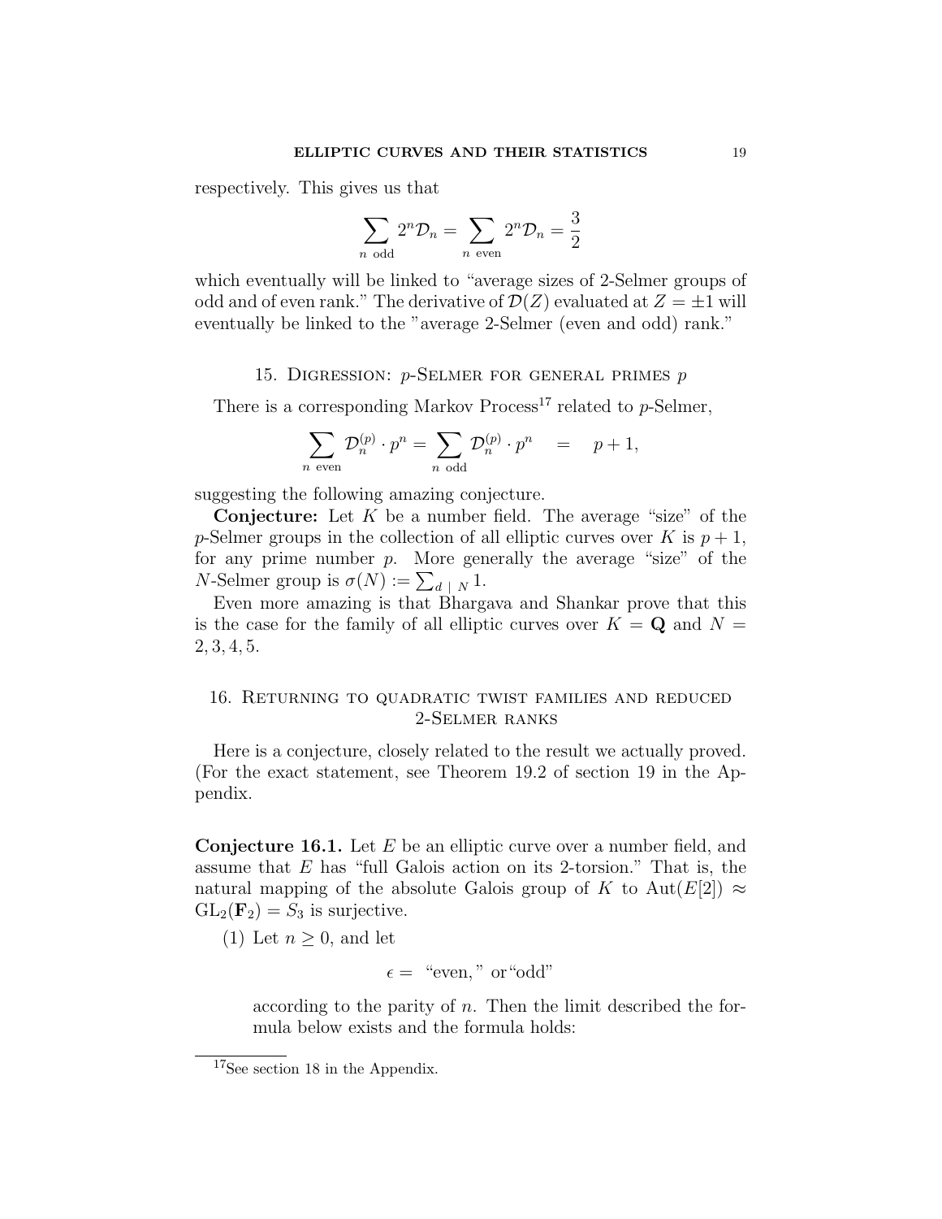respectively. This gives us that

$$\sum_{n \text{ odd}} 2^n \mathcal{D}_n = \sum_{n \text{ even}} 2^n \mathcal{D}_n = \frac{3}{2}$$

which eventually will be linked to "average sizes of 2-Selmer groups of odd and of even rank." The derivative of $\mathcal{D}(Z)$ evaluated at $Z = \pm 1$ will eventually be linked to the "average 2-Selmer (even and odd) rank."

## 15. Digression: $p$-Selmer for general primes $p$

There is a corresponding Markov Process[17] related to $p$-Selmer,

$$\sum_{n \text{ even}} \mathcal{D}_n^{(p)} \cdot p^n = \sum_{n \text{ odd}} \mathcal{D}_n^{(p)} \cdot p^n \quad = \quad p + 1,$$

suggesting the following amazing conjecture.

**Conjecture:** Let $K$ be a number field. The average "size" of the $p$-Selmer groups in the collection of all elliptic curves over $K$ is $p+1$, for any prime number $p$. More generally the average "size" of the $N$-Selmer group is $\sigma(N) := \sum_{d \mid N} 1$.

Even more amazing is that Bhargava and Shankar prove that this is the case for the family of all elliptic curves over $K = \mathbf{Q}$ and $N = 2, 3, 4, 5$.

## 16. Returning to quadratic twist families and reduced 2-Selmer ranks

Here is a conjecture, closely related to the result we actually proved. (For the exact statement, see Theorem 19.2 of section 19 in the Appendix.

**Conjecture 16.1.** Let $E$ be an elliptic curve over a number field, and assume that $E$ has "full Galois action on its 2-torsion." That is, the natural mapping of the absolute Galois group of $K$ to $\mathrm{Aut}(E[2]) \approx \mathrm{GL}_2(\mathbf{F}_2) = S_3$ is surjective.

(1) Let $n \geq 0$, and let

$$\epsilon = \text{ "even," or "odd"}$$

according to the parity of $n$. Then the limit described the formula below exists and the formula holds:

[17] See section 18 in the Appendix.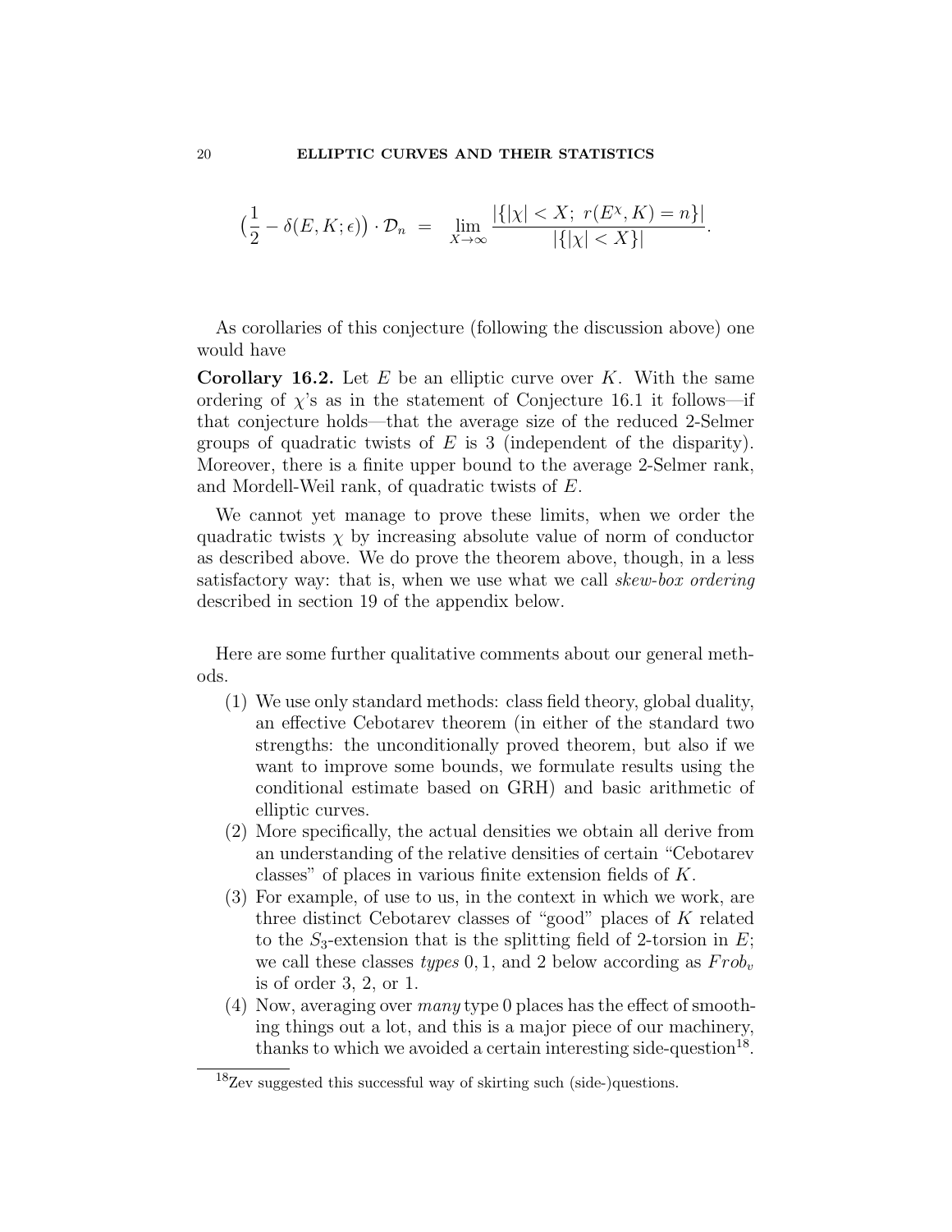$$\left(\frac{1}{2} - \delta(E, K; \epsilon)\right) \cdot \mathcal{D}_n \;=\; \lim_{X \to \infty} \frac{|\{|\chi| < X;\ r(E^{\chi}, K) = n\}|}{|\{|\chi| < X\}|}.$$

As corollaries of this conjecture (following the discussion above) one would have

**Corollary 16.2.** Let $E$ be an elliptic curve over $K$. With the same ordering of $\chi$'s as in the statement of Conjecture 16.1 it follows—if that conjecture holds—that the average size of the reduced 2-Selmer groups of quadratic twists of $E$ is 3 (independent of the disparity). Moreover, there is a finite upper bound to the average 2-Selmer rank, and Mordell-Weil rank, of quadratic twists of $E$.

We cannot yet manage to prove these limits, when we order the quadratic twists $\chi$ by increasing absolute value of norm of conductor as described above. We do prove the theorem above, though, in a less satisfactory way: that is, when we use what we call *skew-box ordering* described in section 19 of the appendix below.

Here are some further qualitative comments about our general methods.

1. We use only standard methods: class field theory, global duality, an effective Cebotarev theorem (in either of the standard two strengths: the unconditionally proved theorem, but also if we want to improve some bounds, we formulate results using the conditional estimate based on GRH) and basic arithmetic of elliptic curves.
2. More specifically, the actual densities we obtain all derive from an understanding of the relative densities of certain "Cebotarev classes" of places in various finite extension fields of $K$.
3. For example, of use to us, in the context in which we work, are three distinct Cebotarev classes of "good" places of $K$ related to the $S_3$-extension that is the splitting field of 2-torsion in $E$; we call these classes *types* $0, 1$, and $2$ below according as $Frob_v$ is of order 3, 2, or 1.
4. Now, averaging over *many* type 0 places has the effect of smoothing things out a lot, and this is a major piece of our machinery, thanks to which we avoided a certain interesting side-question[18].

[18] Zev suggested this successful way of skirting such (side-)questions.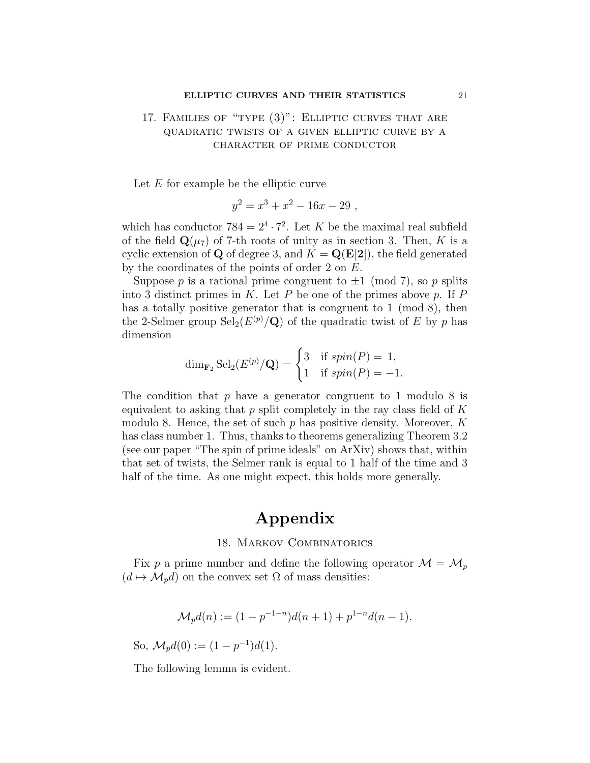## 17. Families of "type (3)": Elliptic curves that are quadratic twists of a given elliptic curve by a character of prime conductor

Let $E$ for example be the elliptic curve

$$y^2 = x^3 + x^2 - 16x - 29 \ ,$$

which has conductor $784 = 2^4 \cdot 7^2$. Let $K$ be the maximal real subfield of the field $\mathbf{Q}(\mu_7)$ of 7-th roots of unity as in section 3. Then, $K$ is a cyclic extension of $\mathbf{Q}$ of degree 3, and $K = \mathbf{Q}(\mathbf{E}[\mathbf{2}])$, the field generated by the coordinates of the points of order 2 on $E$.

Suppose $p$ is a rational prime congruent to $\pm 1 \pmod 7$, so $p$ splits into 3 distinct primes in $K$. Let $P$ be one of the primes above $p$. If $P$ has a totally positive generator that is congruent to $1 \pmod 8$, then the 2-Selmer group $\mathrm{Sel}_2(E^{(p)}/\mathbf{Q})$ of the quadratic twist of $E$ by $p$ has dimension

$$\dim_{\mathbf{F}_2} \mathrm{Sel}_2(E^{(p)}/\mathbf{Q}) = \begin{cases} 3 & \text{if } spin(P) = 1, \\ 1 & \text{if } spin(P) = -1. \end{cases}$$

The condition that $p$ have a generator congruent to 1 modulo 8 is equivalent to asking that $p$ split completely in the ray class field of $K$ modulo 8. Hence, the set of such $p$ has positive density. Moreover, $K$ has class number 1. Thus, thanks to theorems generalizing Theorem 3.2 (see our paper "The spin of prime ideals" on ArXiv) shows that, within that set of twists, the Selmer rank is equal to 1 half of the time and 3 half of the time. As one might expect, this holds more generally.

# Appendix

## 18. Markov Combinatorics

Fix $p$ a prime number and define the following operator $\mathcal{M} = \mathcal{M}_p$ ($d \mapsto \mathcal{M}_p d$) on the convex set $\Omega$ of mass densities:

$$\mathcal{M}_p d(n) := (1 - p^{-1-n}) d(n+1) + p^{1-n} d(n-1).$$

So, $\mathcal{M}_p d(0) := (1 - p^{-1}) d(1)$.

The following lemma is evident.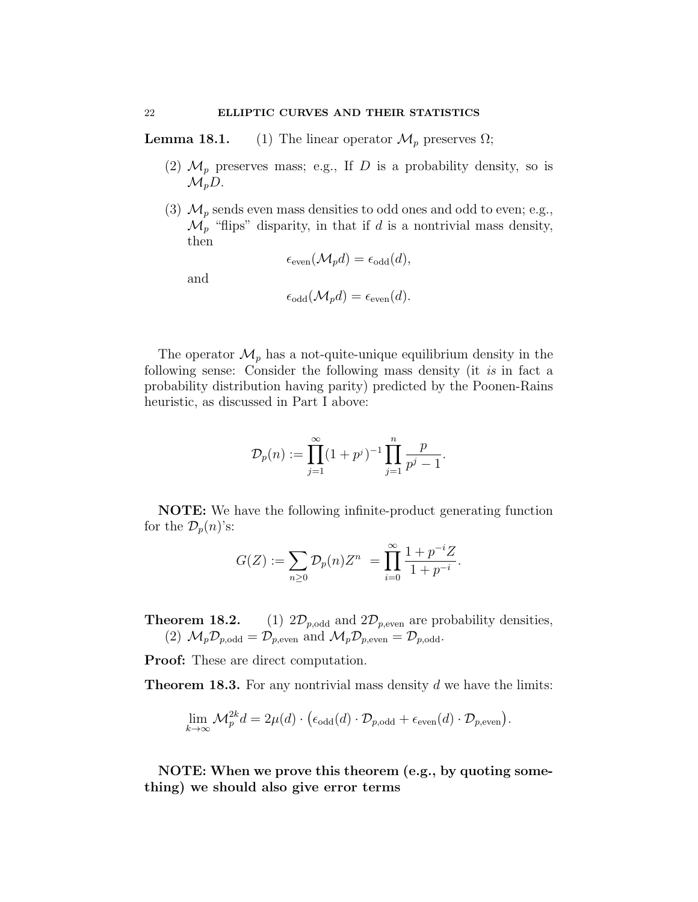**Lemma 18.1.** (1) The linear operator $\mathcal{M}_p$ preserves $\Omega$;

(2) $\mathcal{M}_p$ preserves mass; e.g., If $D$ is a probability density, so is $\mathcal{M}_p D$.

(3) $\mathcal{M}_p$ sends even mass densities to odd ones and odd to even; e.g., $\mathcal{M}_p$ "flips" disparity, in that if $d$ is a nontrivial mass density, then

$$\epsilon_{\text{even}}(\mathcal{M}_p d) = \epsilon_{\text{odd}}(d),$$

and

$$\epsilon_{\text{odd}}(\mathcal{M}_p d) = \epsilon_{\text{even}}(d).$$

The operator $\mathcal{M}_p$ has a not-quite-unique equilibrium density in the following sense: Consider the following mass density (it *is* in fact a probability distribution having parity) predicted by the Poonen-Rains heuristic, as discussed in Part I above:

$$\mathcal{D}_p(n) := \prod_{j=1}^{\infty}(1+p^j)^{-1}\prod_{j=1}^{n}\frac{p}{p^j-1}.$$

**NOTE:** We have the following infinite-product generating function for the $\mathcal{D}_p(n)$'s:

$$G(Z) := \sum_{n\geq 0}\mathcal{D}_p(n)Z^n \ = \prod_{i=0}^{\infty}\frac{1+p^{-i}Z}{1+p^{-i}}.$$

**Theorem 18.2.** (1) $2\mathcal{D}_{p,\text{odd}}$ and $2\mathcal{D}_{p,\text{even}}$ are probability densities, (2) $\mathcal{M}_p\mathcal{D}_{p,\text{odd}} = \mathcal{D}_{p,\text{even}}$ and $\mathcal{M}_p\mathcal{D}_{p,\text{even}} = \mathcal{D}_{p,\text{odd}}$.

**Proof:** These are direct computation.

**Theorem 18.3.** For any nontrivial mass density $d$ we have the limits:

$$\lim_{k\to\infty}\mathcal{M}_p^{2k}d = 2\mu(d)\cdot\big(\epsilon_{\text{odd}}(d)\cdot\mathcal{D}_{p,\text{odd}} + \epsilon_{\text{even}}(d)\cdot\mathcal{D}_{p,\text{even}}\big).$$

**NOTE: When we prove this theorem (e.g., by quoting something) we should also give error terms**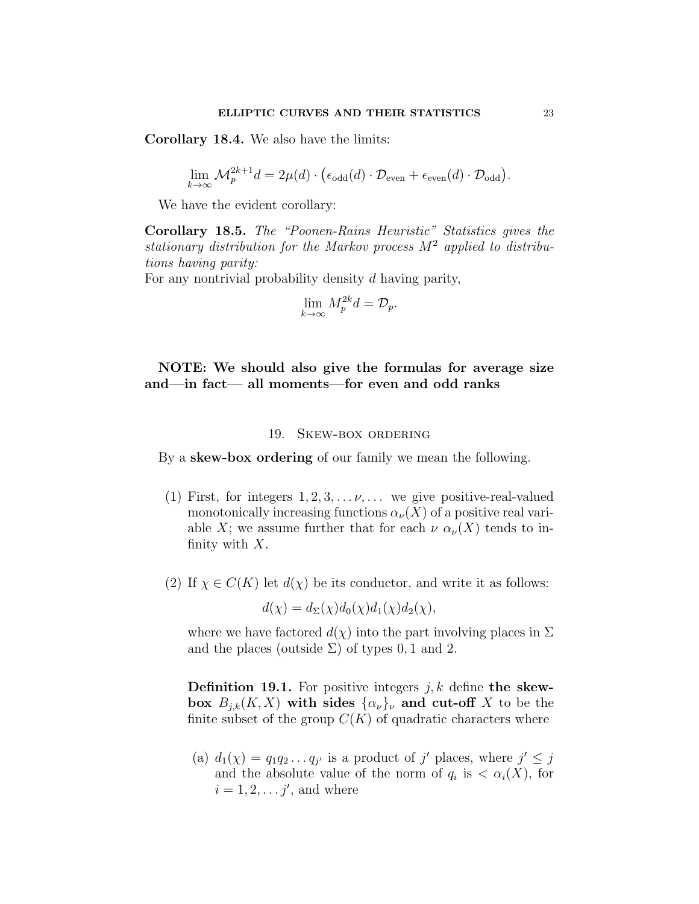**Corollary 18.4.** We also have the limits:

$$\lim_{k\to\infty} \mathcal{M}_p^{2k+1} d = 2\mu(d) \cdot \big(\epsilon_{\text{odd}}(d) \cdot \mathcal{D}_{\text{even}} + \epsilon_{\text{even}}(d) \cdot \mathcal{D}_{\text{odd}}\big).$$

We have the evident corollary:

**Corollary 18.5.** *The "Poonen-Rains Heuristic" Statistics gives the stationary distribution for the Markov process $M^2$ applied to distributions having parity:*
For any nontrivial probability density $d$ having parity,

$$\lim_{k\to\infty} M_p^{2k} d = \mathcal{D}_p.$$

**NOTE: We should also give the formulas for average size and—in fact— all moments—for even and odd ranks**

## 19. Skew-box ordering

By a **skew-box ordering** of our family we mean the following.

(1) First, for integers $1, 2, 3, \dots \nu, \dots$ we give positive-real-valued monotonically increasing functions $\alpha_\nu(X)$ of a positive real variable $X$; we assume further that for each $\nu$ $\alpha_\nu(X)$ tends to infinity with $X$.

(2) If $\chi \in C(K)$ let $d(\chi)$ be its conductor, and write it as follows:

$$d(\chi) = d_\Sigma(\chi) d_0(\chi) d_1(\chi) d_2(\chi),$$

where we have factored $d(\chi)$ into the part involving places in $\Sigma$ and the places (outside $\Sigma$) of types 0, 1 and 2.

**Definition 19.1.** For positive integers $j, k$ define **the skew-box $B_{j,k}(K, X)$ with sides $\{\alpha_\nu\}_\nu$ and cut-off $X$** to be the finite subset of the group $C(K)$ of quadratic characters where

(a) $d_1(\chi) = q_1 q_2 \dots q_{j'}$ is a product of $j'$ places, where $j' \le j$ and the absolute value of the norm of $q_i$ is $< \alpha_i(X)$, for $i = 1, 2, \dots j'$, and where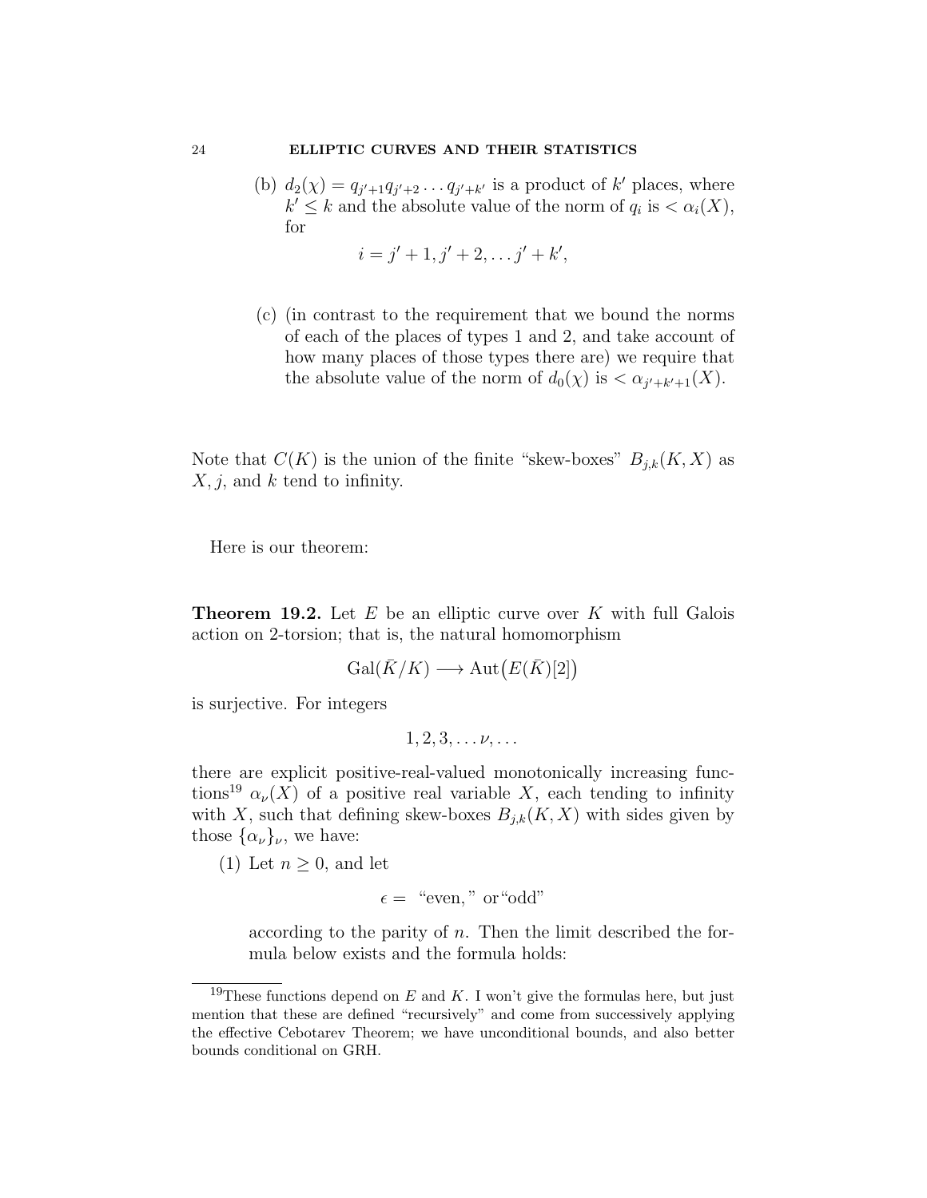(b) $d_2(\chi) = q_{j'+1}q_{j'+2}\dots q_{j'+k'}$ is a product of $k'$ places, where $k' \leq k$ and the absolute value of the norm of $q_i$ is $< \alpha_i(X)$, for

$$i = j'+1, j'+2, \dots j'+k',$$

(c) (in contrast to the requirement that we bound the norms of each of the places of types 1 and 2, and take account of how many places of those types there are) we require that the absolute value of the norm of $d_0(\chi)$ is $< \alpha_{j'+k'+1}(X)$.

Note that $C(K)$ is the union of the finite "skew-boxes" $B_{j,k}(K,X)$ as $X, j$, and $k$ tend to infinity.

Here is our theorem:

**Theorem 19.2.** Let $E$ be an elliptic curve over $K$ with full Galois action on 2-torsion; that is, the natural homomorphism

$$\mathrm{Gal}(\bar{K}/K) \longrightarrow \mathrm{Aut}\big(E(\bar{K})[2]\big)$$

is surjective. For integers

$$1, 2, 3, \dots \nu, \dots$$

there are explicit positive-real-valued monotonically increasing functions[19] $\alpha_\nu(X)$ of a positive real variable $X$, each tending to infinity with $X$, such that defining skew-boxes $B_{j,k}(K,X)$ with sides given by those $\{\alpha_\nu\}_\nu$, we have:

(1) Let $n \geq 0$, and let

$$\epsilon = \text{ "even," or "odd"}$$

according to the parity of $n$. Then the limit described the formula below exists and the formula holds:

[19] These functions depend on $E$ and $K$. I won't give the formulas here, but just mention that these are defined "recursively" and come from successively applying the effective Cebotarev Theorem; we have unconditional bounds, and also better bounds conditional on GRH.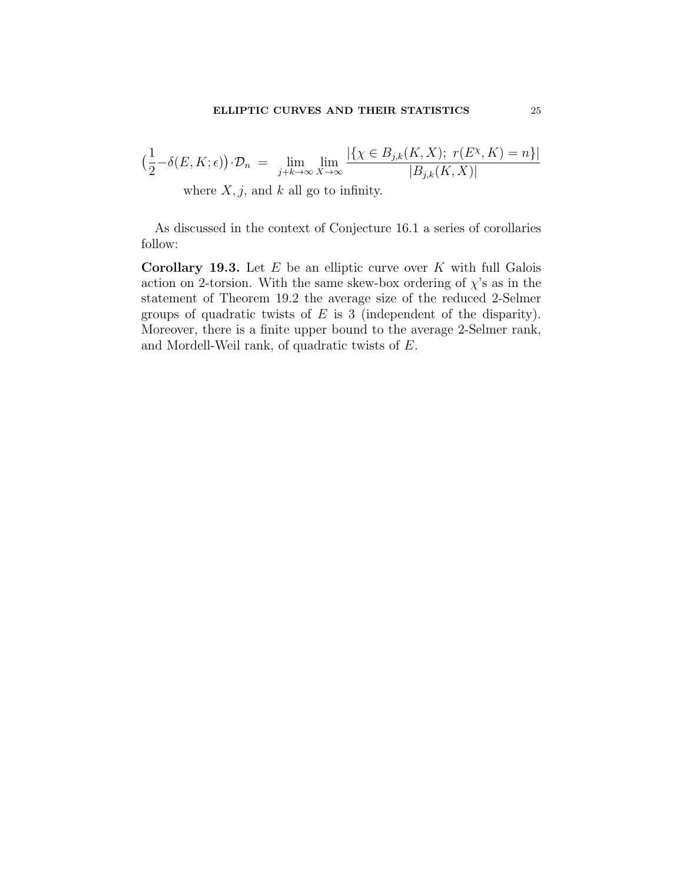$$\left(\frac{1}{2}-\delta(E,K;\epsilon)\right)\cdot\mathcal{D}_n \;=\; \lim_{j+k\to\infty}\lim_{X\to\infty}\frac{|\{\chi\in B_{j,k}(K,X);\; r(E^{\chi},K)=n\}|}{|B_{j,k}(K,X)|}$$

where $X$, $j$, and $k$ all go to infinity.

As discussed in the context of Conjecture 16.1 a series of corollaries follow:

**Corollary 19.3.** Let $E$ be an elliptic curve over $K$ with full Galois action on 2-torsion. With the same skew-box ordering of $\chi$'s as in the statement of Theorem 19.2 the average size of the reduced 2-Selmer groups of quadratic twists of $E$ is 3 (independent of the disparity). Moreover, there is a finite upper bound to the average 2-Selmer rank, and Mordell-Weil rank, of quadratic twists of $E$.